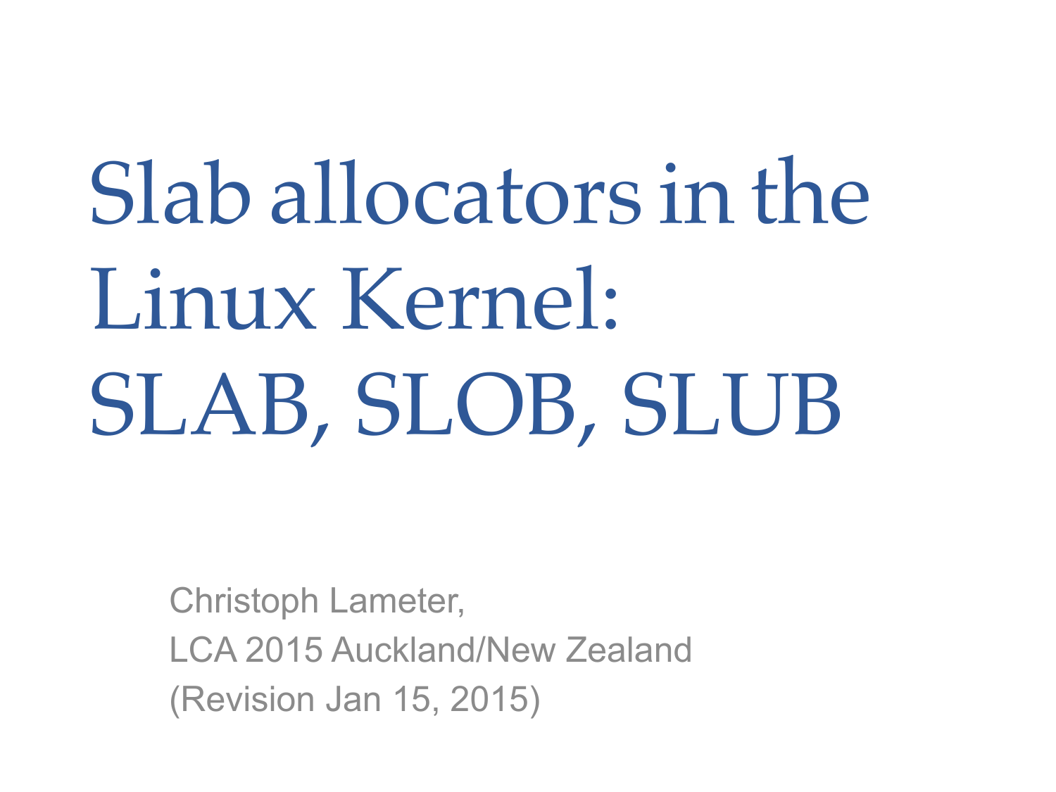# Slab allocators in the Linux Kernel: SLAB, SLOB, SLUB

Christoph Lameter,
LCA 2015 Auckland/New Zealand
(Revision Jan 15, 2015)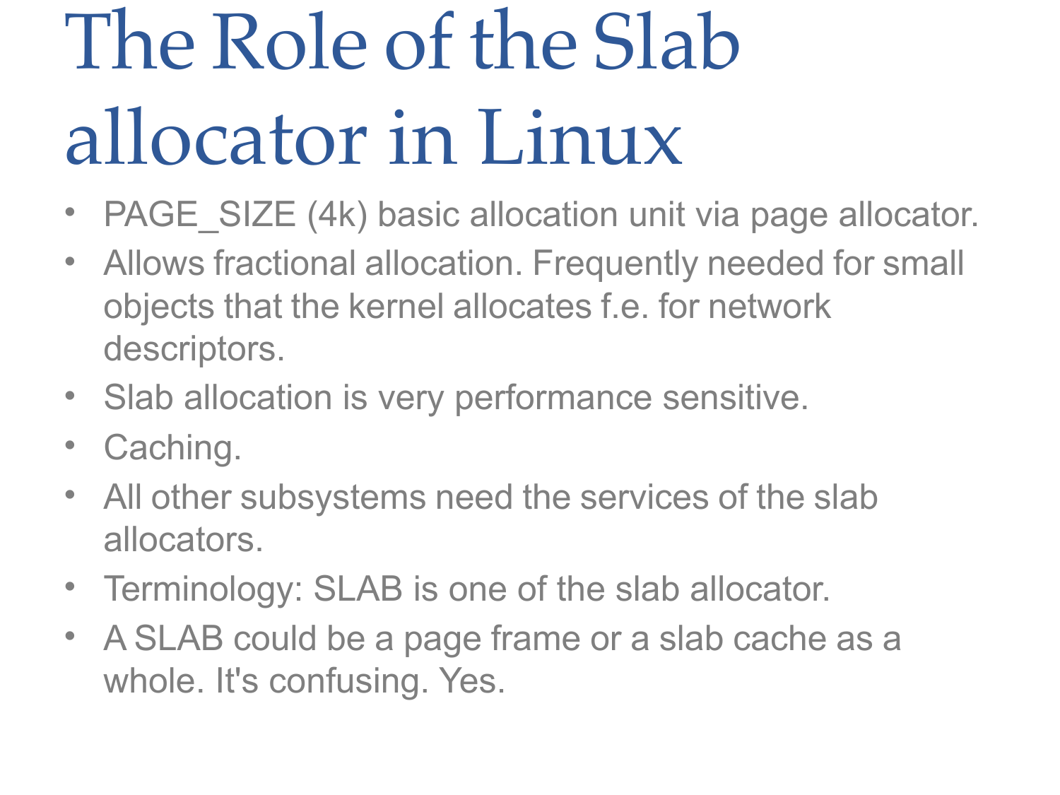# The Role of the Slab allocator in Linux

- PAGE_SIZE (4k) basic allocation unit via page allocator.
- Allows fractional allocation. Frequently needed for small objects that the kernel allocates f.e. for network descriptors.
- Slab allocation is very performance sensitive.
- Caching.
- All other subsystems need the services of the slab allocators.
- Terminology: SLAB is one of the slab allocator.
- A SLAB could be a page frame or a slab cache as a whole. It's confusing. Yes.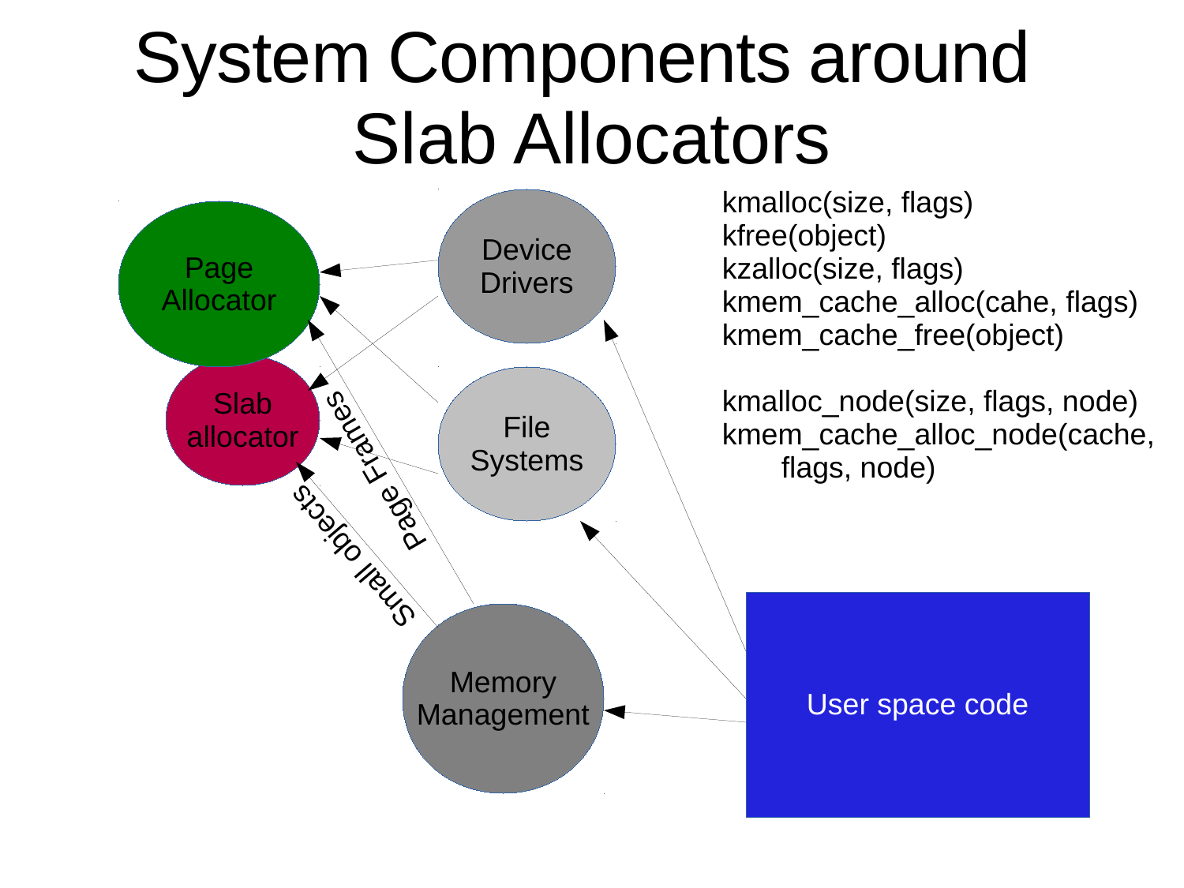# System Components around Slab Allocators

Page Allocator

Slab allocator

Device Drivers

File Systems

Memory Management

User space code

Page Frames

Small objects

```
kmalloc(size, flags)
kfree(object)
kzalloc(size, flags)
kmem_cache_alloc(cahe, flags)
kmem_cache_free(object)

kmalloc_node(size, flags, node)
kmem_cache_alloc_node(cache,
        flags, node)
```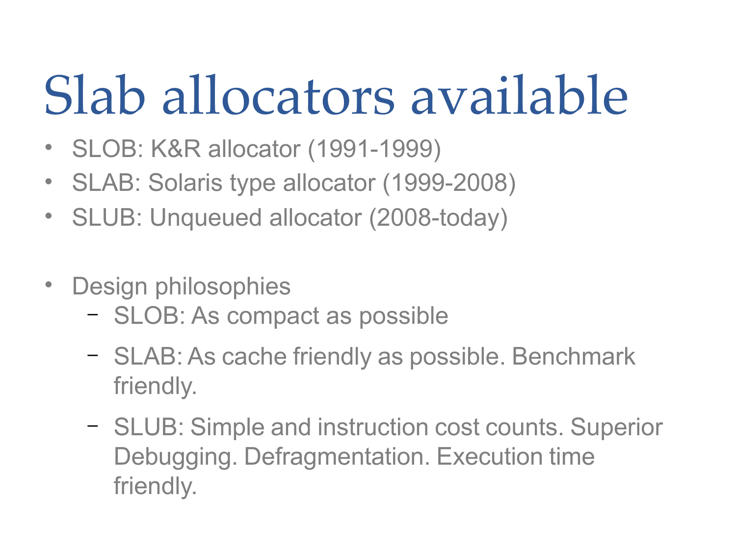# Slab allocators available

- SLOB: K&R allocator (1991-1999)
- SLAB: Solaris type allocator (1999-2008)
- SLUB: Unqueued allocator (2008-today)

- Design philosophies
  - SLOB: As compact as possible
  - SLAB: As cache friendly as possible. Benchmark friendly.
  - SLUB: Simple and instruction cost counts. Superior Debugging. Defragmentation. Execution time friendly.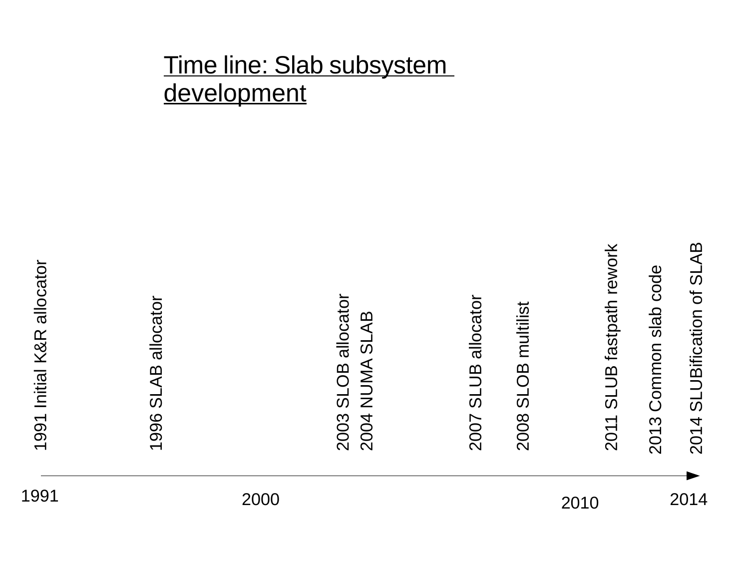# Time line: Slab subsystem development

- 1991 Initial K&R allocator
- 1996 SLAB allocator
- 2003 SLOB allocator
- 2004 NUMA SLAB
- 2007 SLUB allocator
- 2008 SLOB multilist
- 2011 SLUB fastpath rework
- 2013 Common slab code
- 2014 SLUBification of SLAB

1991 2000 2010 2014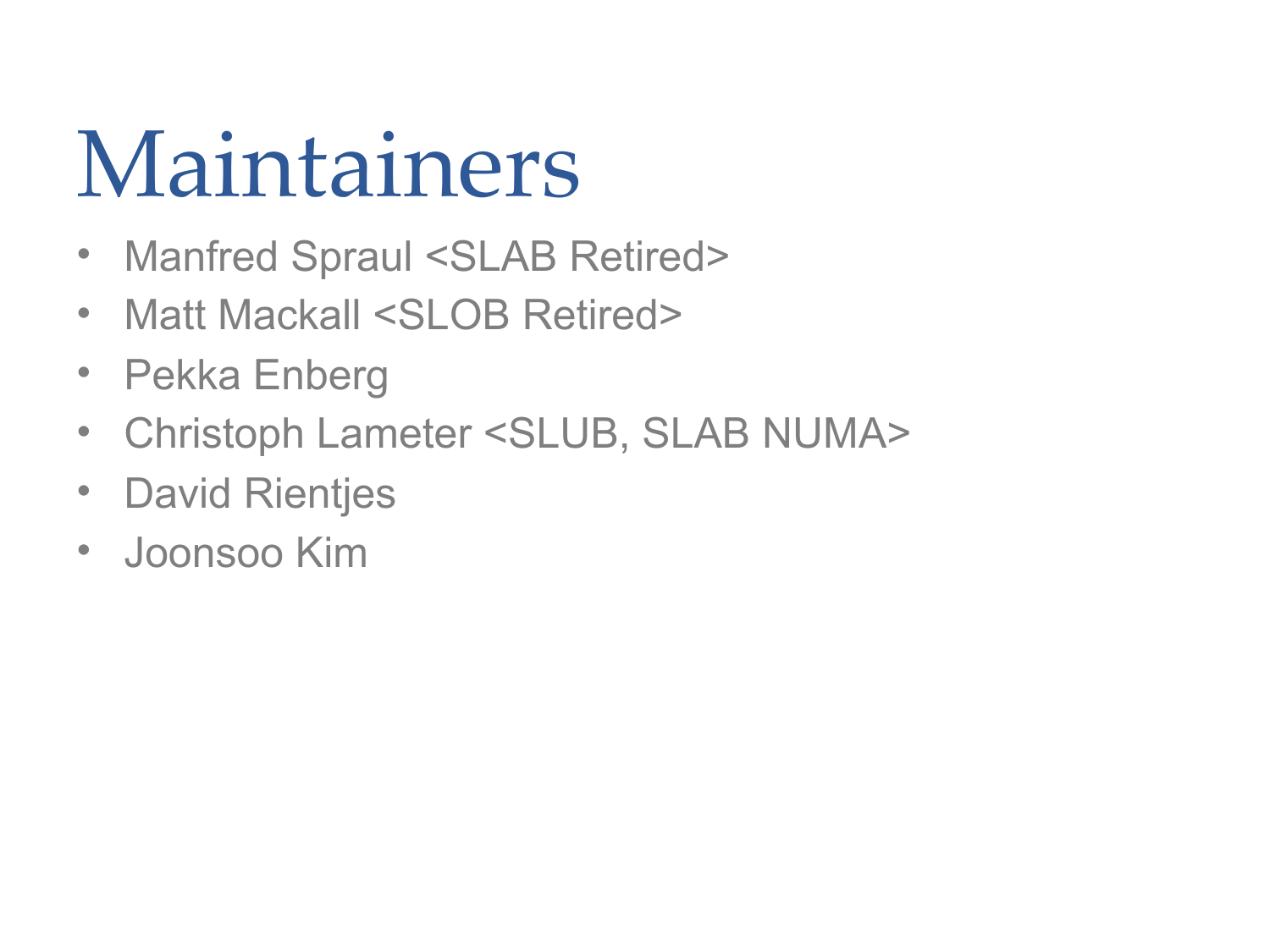# Maintainers

- Manfred Spraul <SLAB Retired>
- Matt Mackall <SLOB Retired>
- Pekka Enberg
- Christoph Lameter <SLUB, SLAB NUMA>
- David Rientjes
- Joonsoo Kim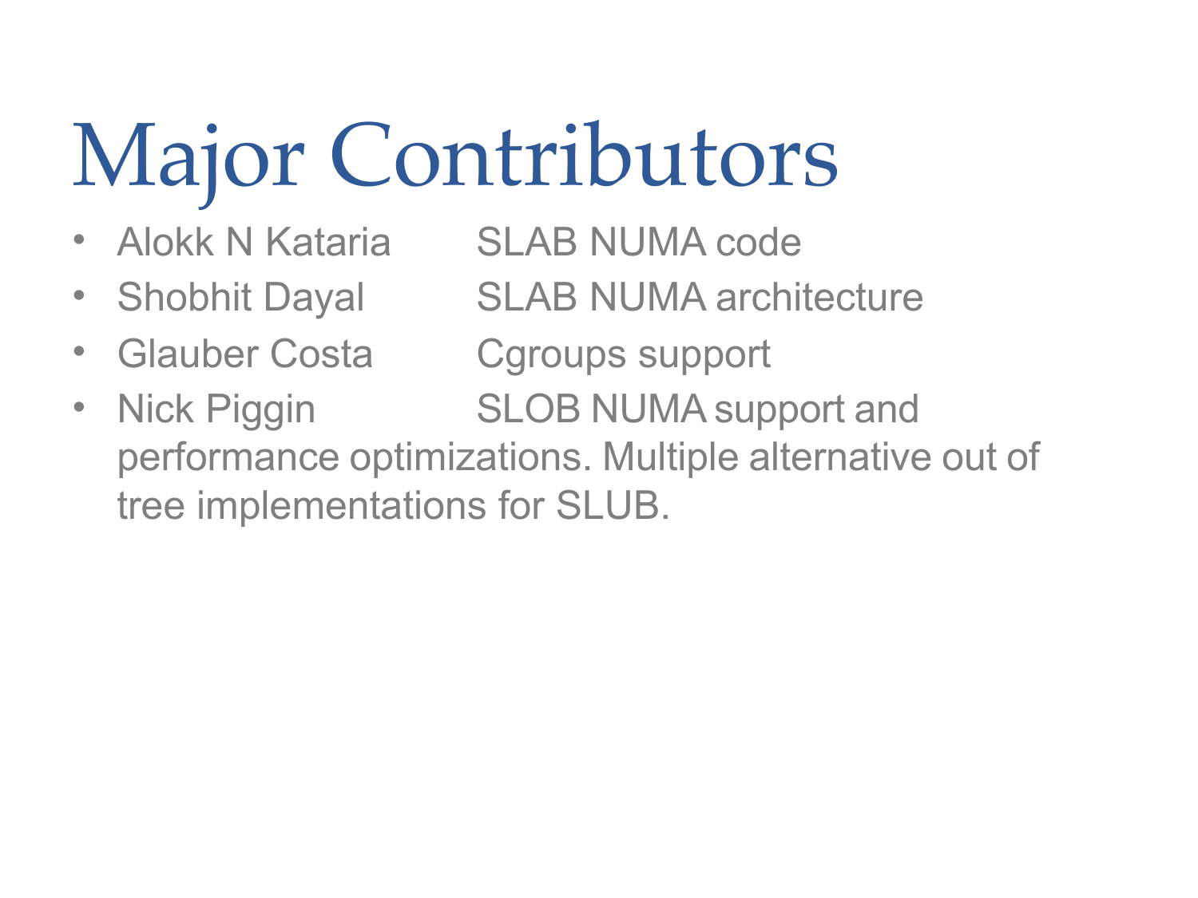# Major Contributors

- Alokk N Kataria SLAB NUMA code
- Shobhit Dayal SLAB NUMA architecture
- Glauber Costa Cgroups support
- Nick Piggin SLOB NUMA support and performance optimizations. Multiple alternative out of tree implementations for SLUB.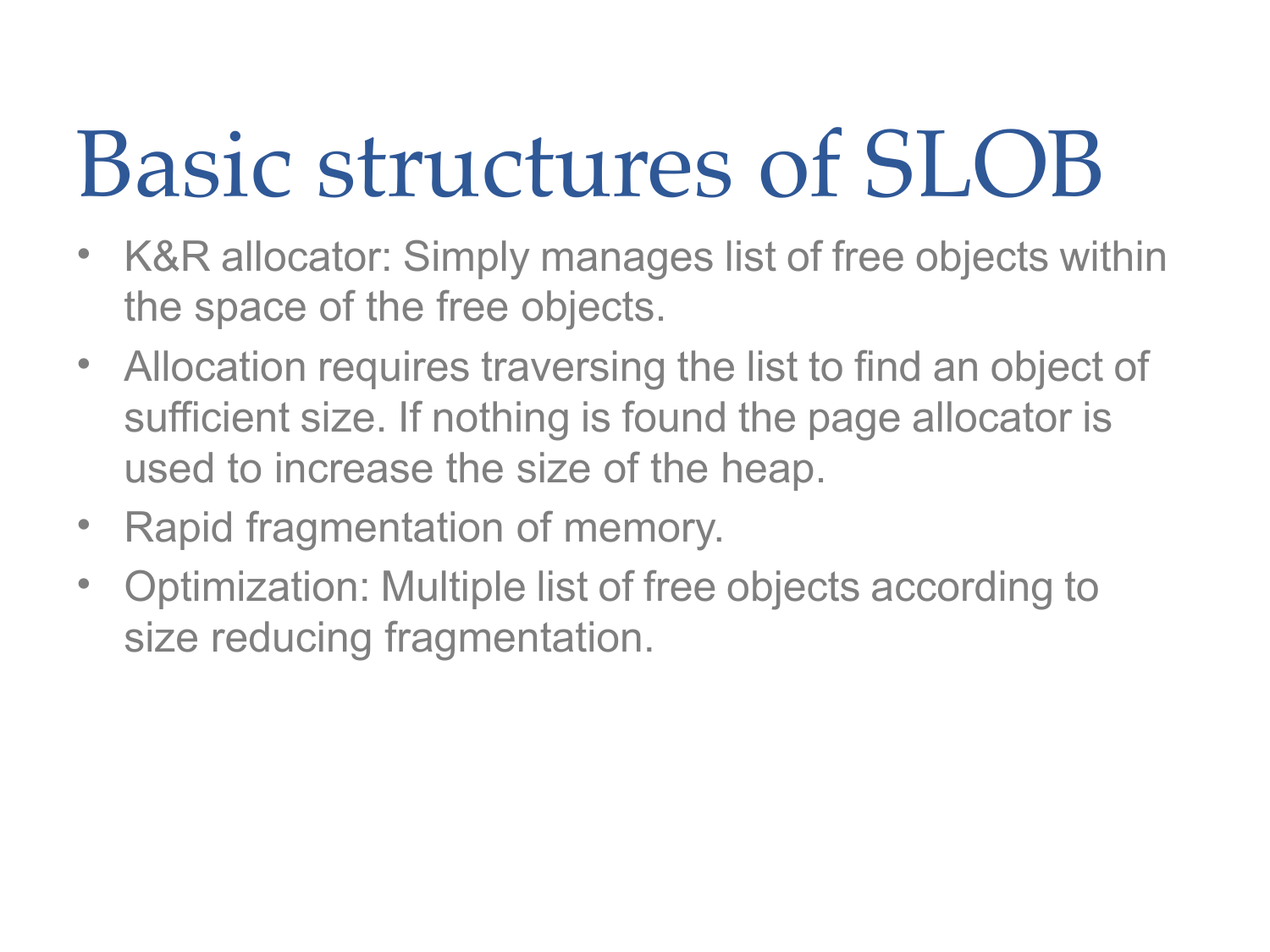# Basic structures of SLOB

- K&R allocator: Simply manages list of free objects within the space of the free objects.
- Allocation requires traversing the list to find an object of sufficient size. If nothing is found the page allocator is used to increase the size of the heap.
- Rapid fragmentation of memory.
- Optimization: Multiple list of free objects according to size reducing fragmentation.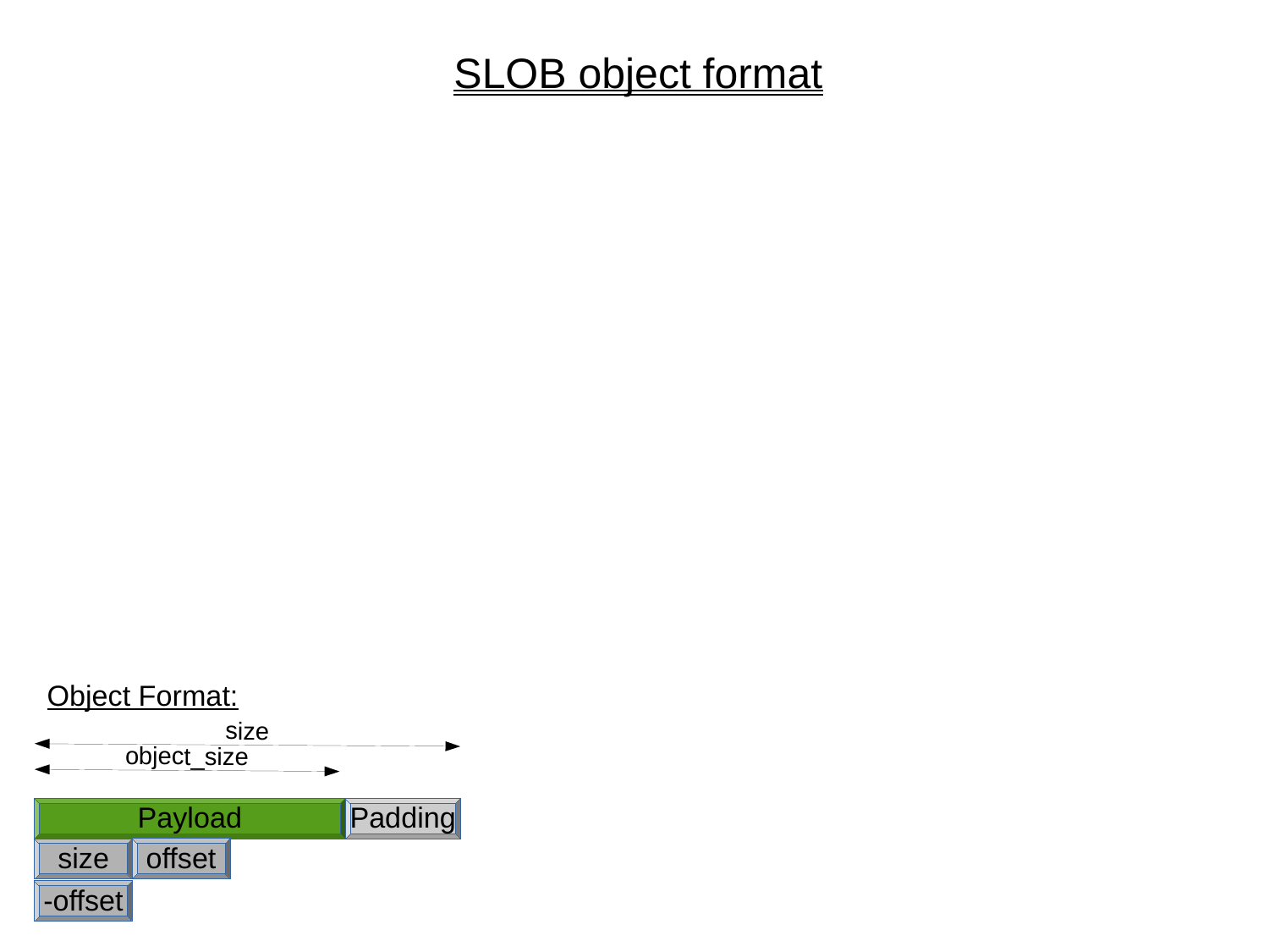# SLOB object format

Object Format:

size

object_size

Payload | Padding

size | offset

-offset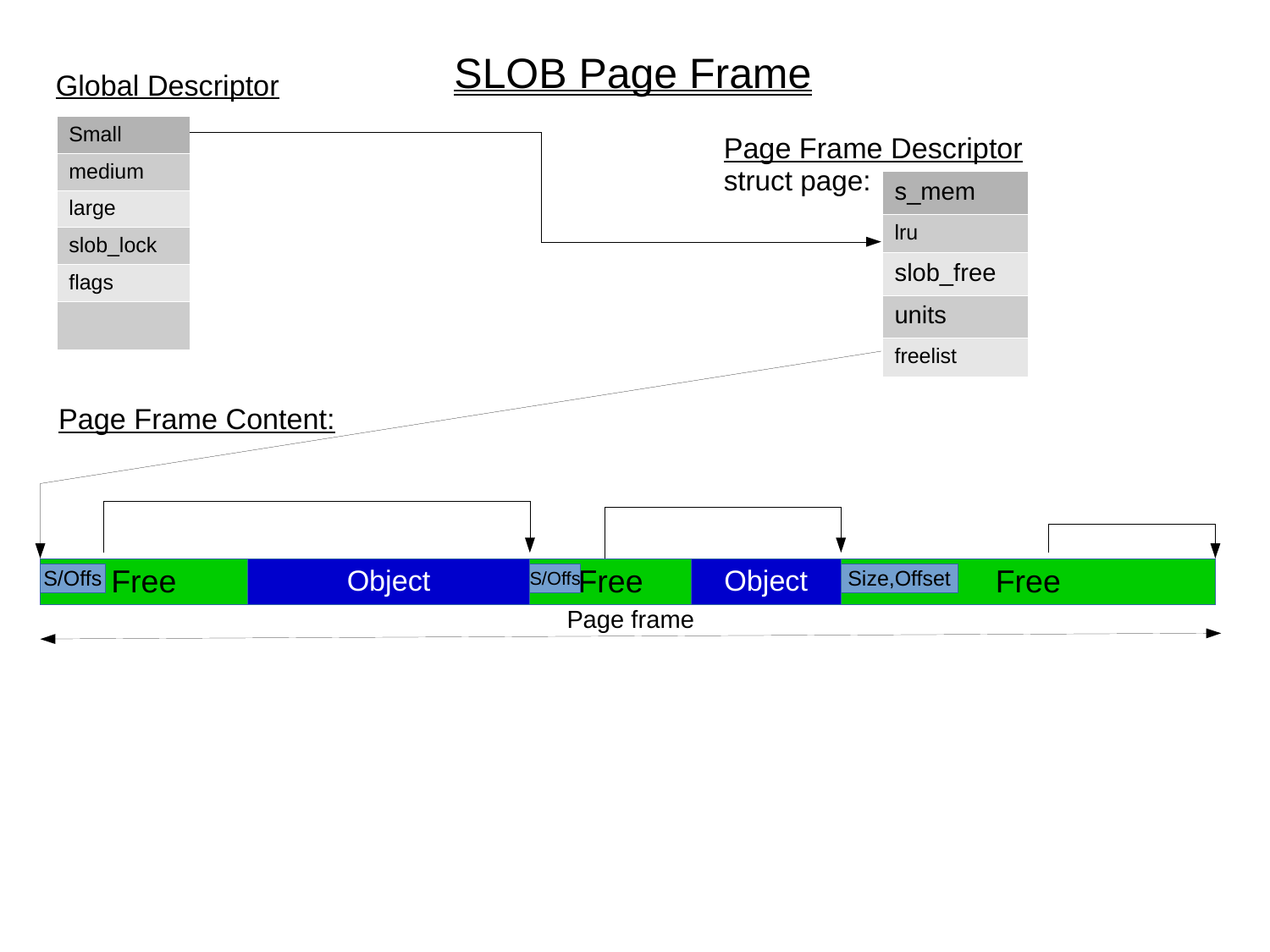# SLOB Page Frame

## Global Descriptor

- Small
- medium
- large
- slob_lock
- flags

## Page Frame Descriptor

struct page:

- s_mem
- lru
- slob_free
- units
- freelist

## Page Frame Content:

| S/Offs Free | Object | S/Offs Free | Object | Size,Offset Free |
|---|---|---|---|---|

Page frame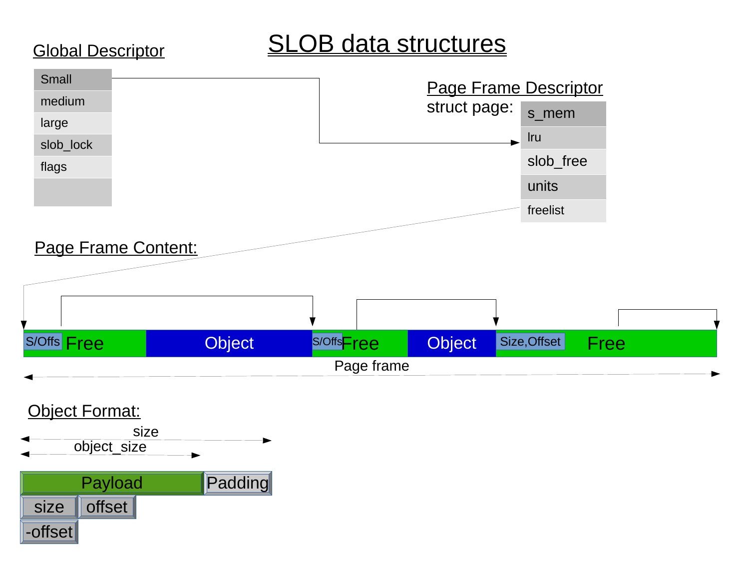# SLOB data structures

## Global Descriptor

| Small |
|---|
| medium |
| large |
| slob_lock |
| flags |

## Page Frame Descriptor

struct page:

| s_mem |
|---|
| lru |
| slob_free |
| units |
| freelist |

## Page Frame Content:

| S/Offs Free | Object | S/Offs Free | Object | Size,Offset Free |
|---|---|---|---|---|

Page frame

## Object Format:

size

object_size

| Payload | Padding |
|---|---|

| size | offset |
|---|---|

| -offset |
|---|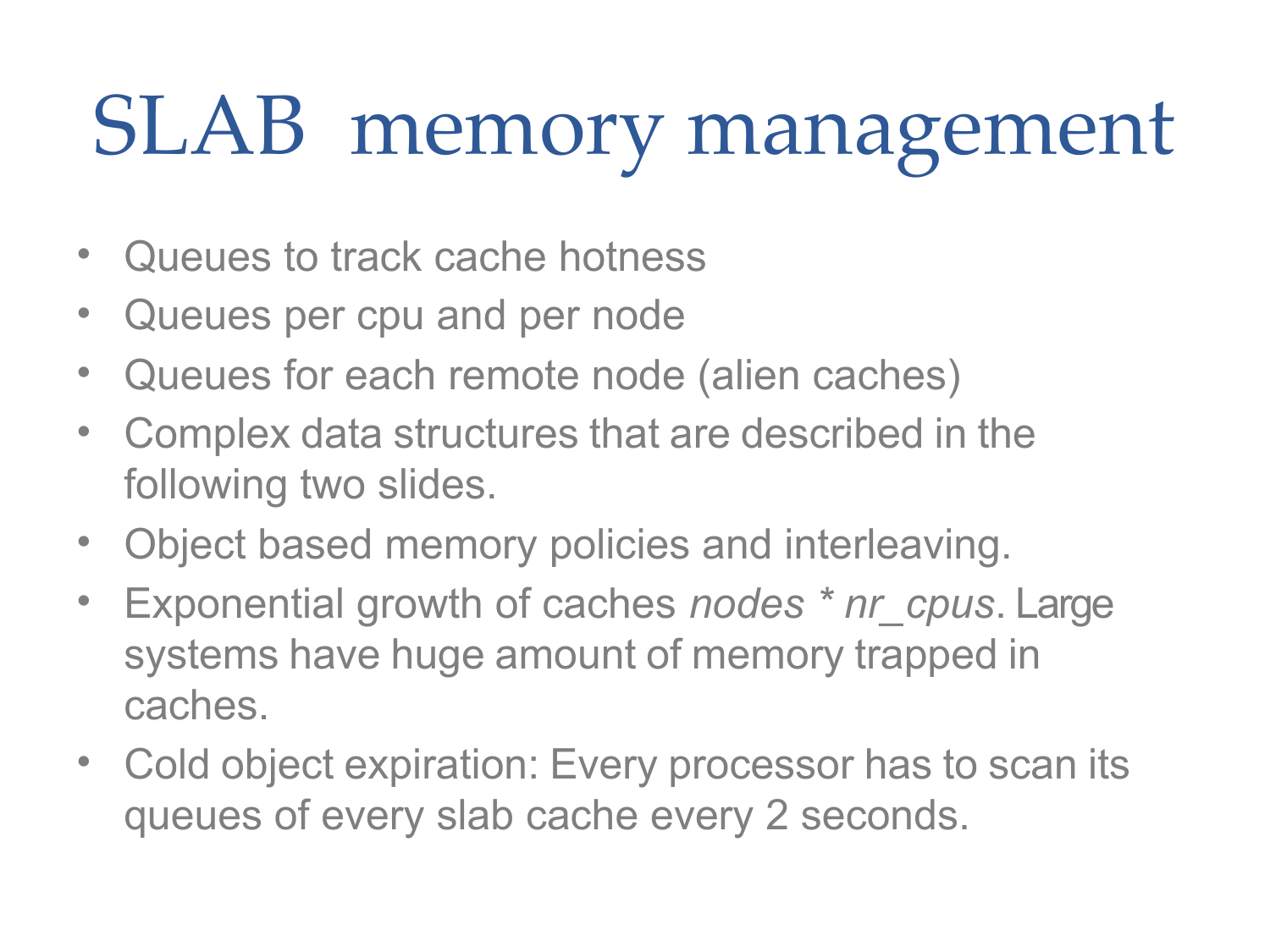# SLAB memory management

- Queues to track cache hotness
- Queues per cpu and per node
- Queues for each remote node (alien caches)
- Complex data structures that are described in the following two slides.
- Object based memory policies and interleaving.
- Exponential growth of caches *nodes * nr_cpus*. Large systems have huge amount of memory trapped in caches.
- Cold object expiration: Every processor has to scan its queues of every slab cache every 2 seconds.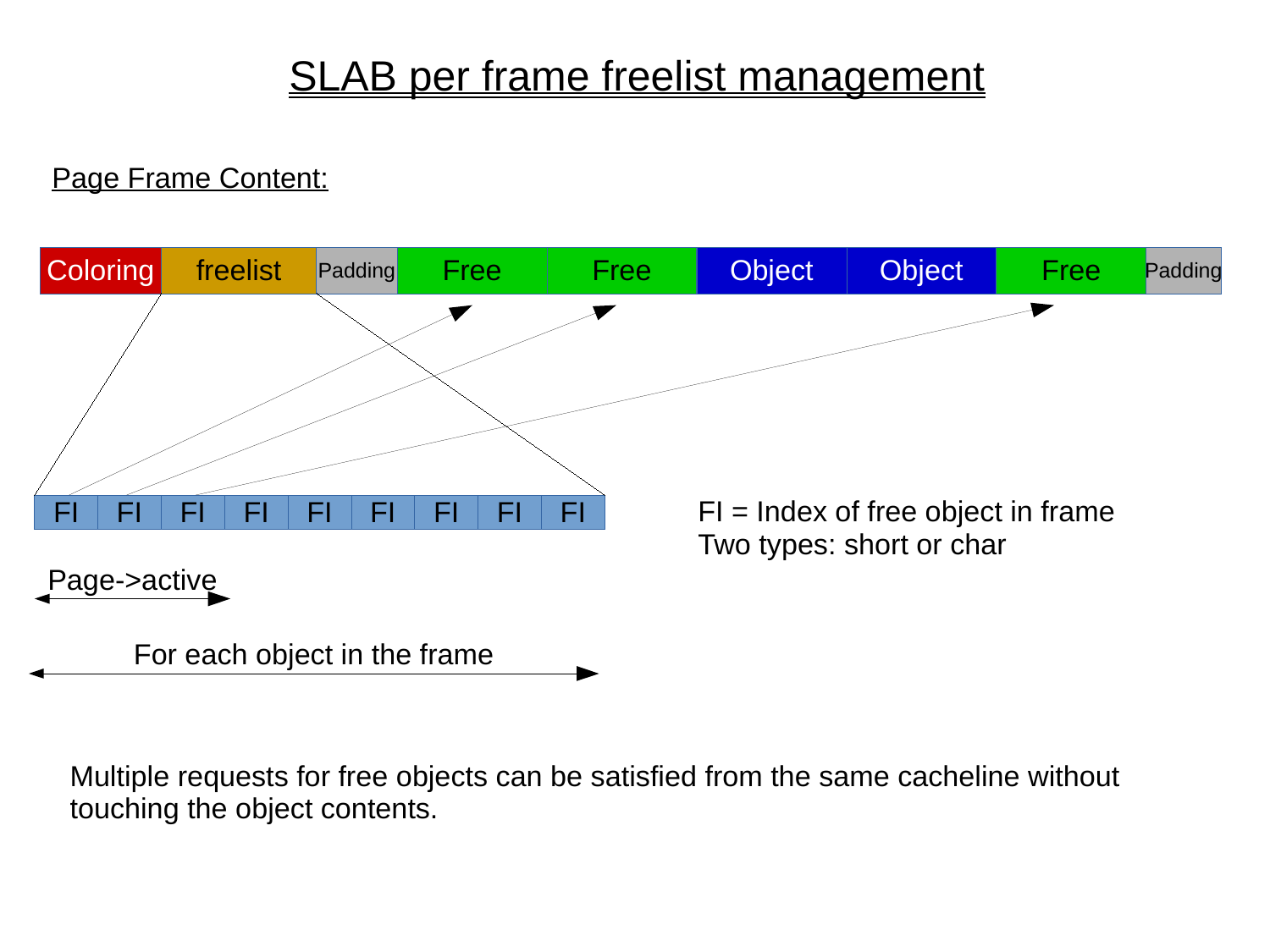# SLAB per frame freelist management

Page Frame Content:

| Coloring | freelist | Padding | Free | Free | Object | Object | Free | Padding |
|---|---|---|---|---|---|---|---|---|

| FI | FI | FI | FI | FI | FI | FI | FI | FI |
|---|---|---|---|---|---|---|---|---|

FI = Index of free object in frame
Two types: short or char

Page->active

For each object in the frame

Multiple requests for free objects can be satisfied from the same cacheline without touching the object contents.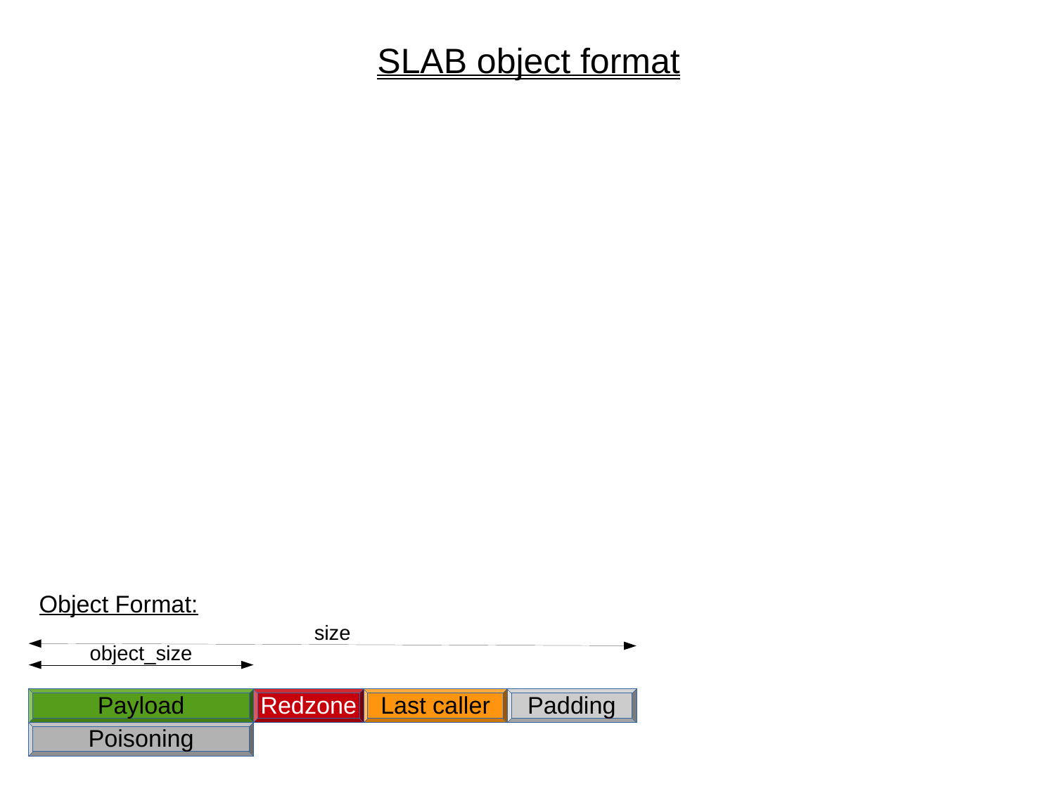# SLAB object format

Object Format:

size

object_size

Payload | Redzone | Last caller | Padding

Poisoning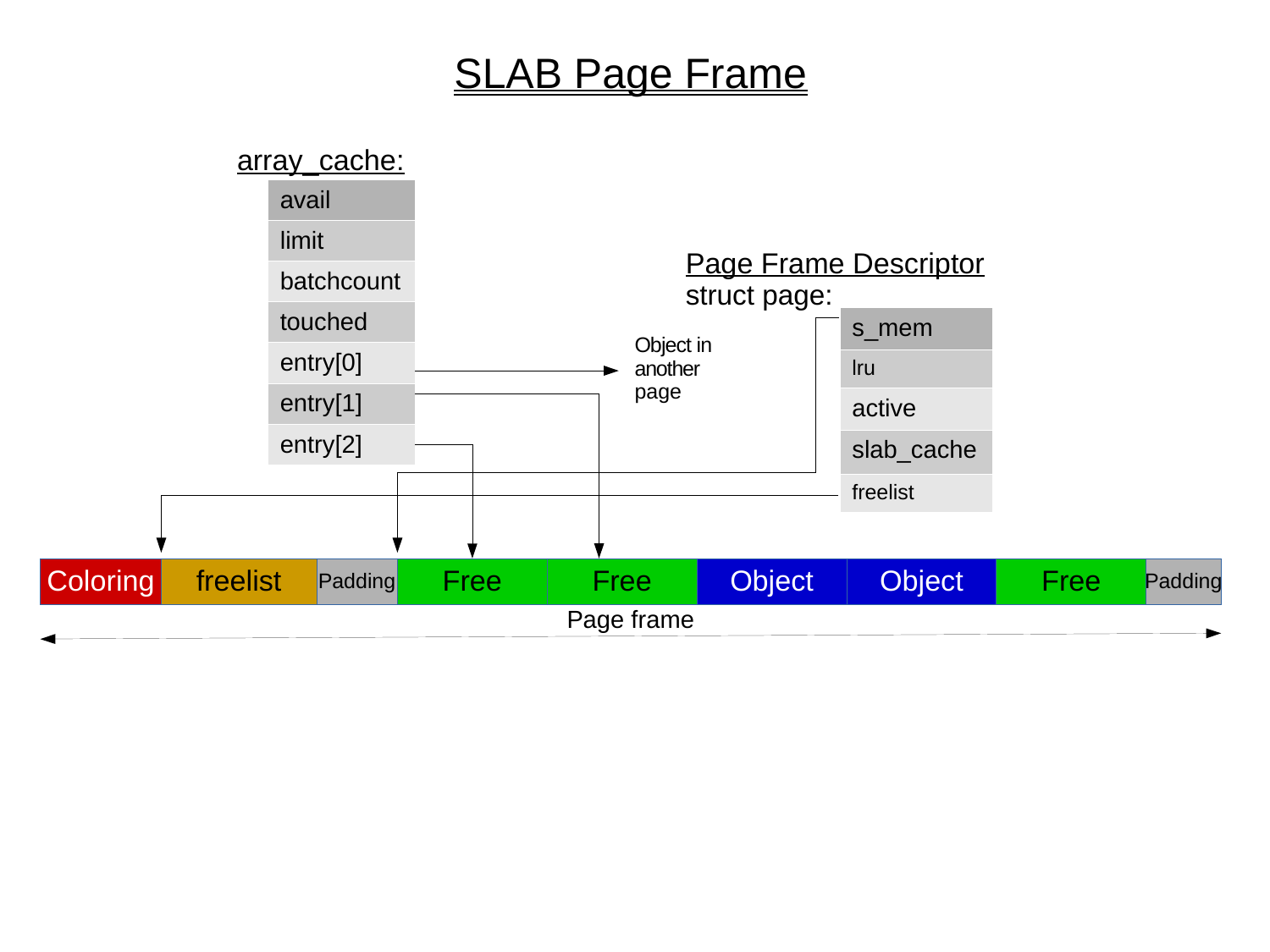# SLAB Page Frame

array_cache:

- avail
- limit
- batchcount
- touched
- entry[0]
- entry[1]
- entry[2]

Object in another page

Page Frame Descriptor
struct page:

- s_mem
- lru
- active
- slab_cache
- freelist

| Coloring | freelist | Padding | Free | Free | Object | Object | Free | Padding |
|---|---|---|---|---|---|---|---|---|

Page frame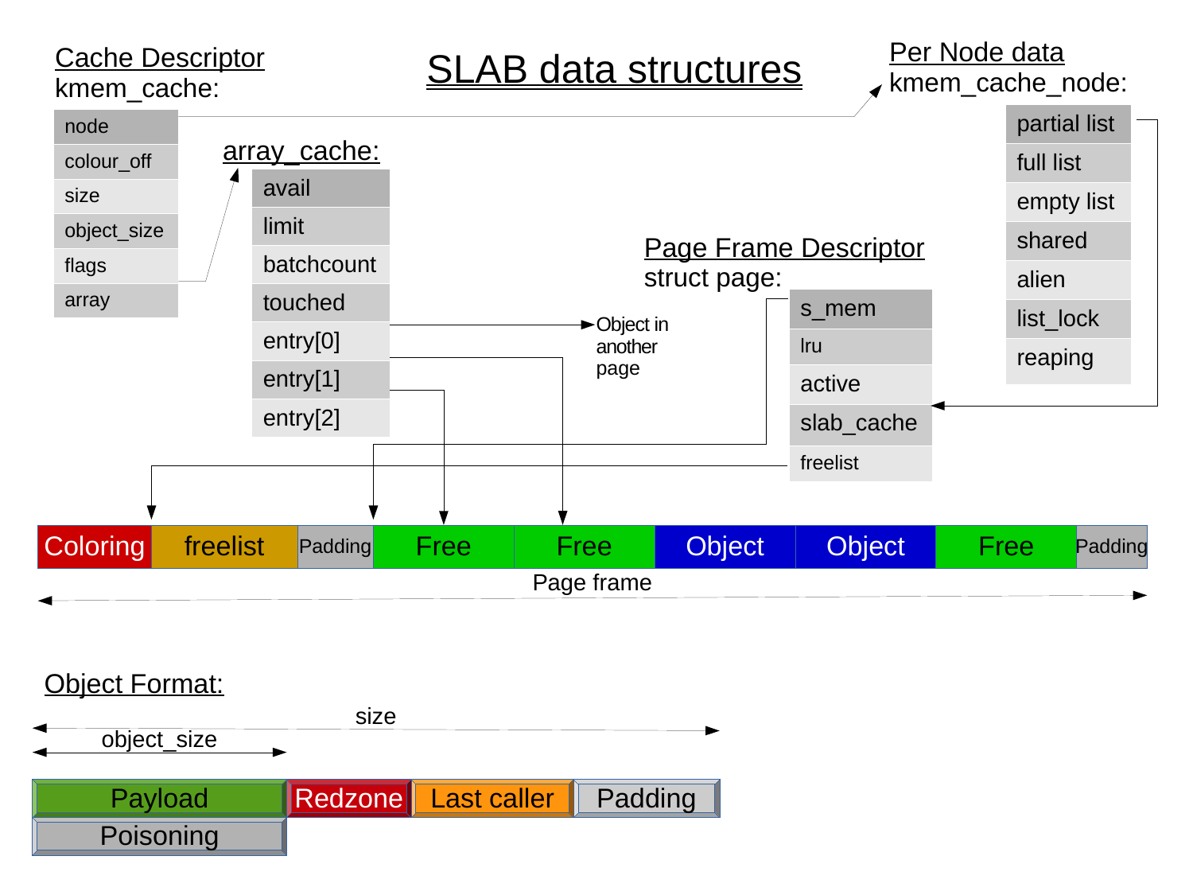# SLAB data structures

## Cache Descriptor

kmem_cache:

- node
- colour_off
- size
- object_size
- flags
- array

## array_cache:

- avail
- limit
- batchcount
- touched
- entry[0]
- entry[1]
- entry[2]

Object in another page

## Per Node data

kmem_cache_node:

- partial list
- full list
- empty list
- shared
- alien
- list_lock
- reaping

## Page Frame Descriptor

struct page:

- s_mem
- lru
- active
- slab_cache
- freelist

| Coloring | freelist | Padding | Free | Free | Object | Object | Free | Padding |
|---|---|---|---|---|---|---|---|---|

Page frame

## Object Format:

size

object_size

| Payload | Redzone | Last caller | Padding |
|---|---|---|---|
| Poisoning | | | |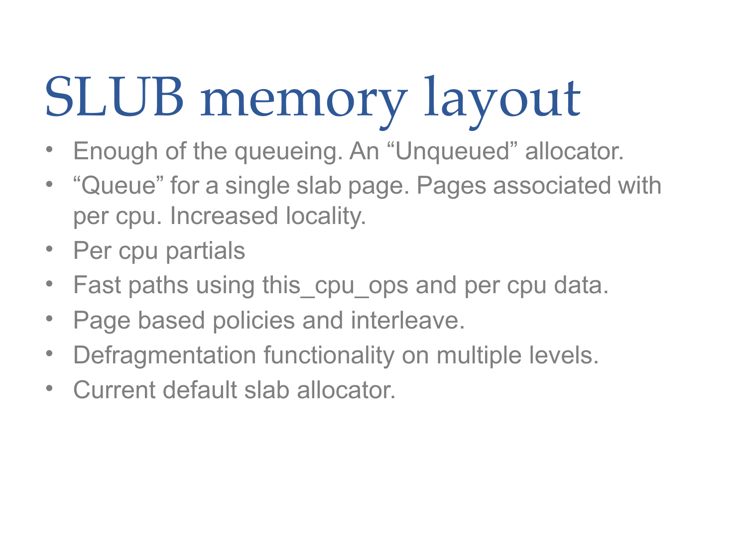# SLUB memory layout

- Enough of the queueing. An “Unqueued” allocator.
- “Queue” for a single slab page. Pages associated with per cpu. Increased locality.
- Per cpu partials
- Fast paths using this_cpu_ops and per cpu data.
- Page based policies and interleave.
- Defragmentation functionality on multiple levels.
- Current default slab allocator.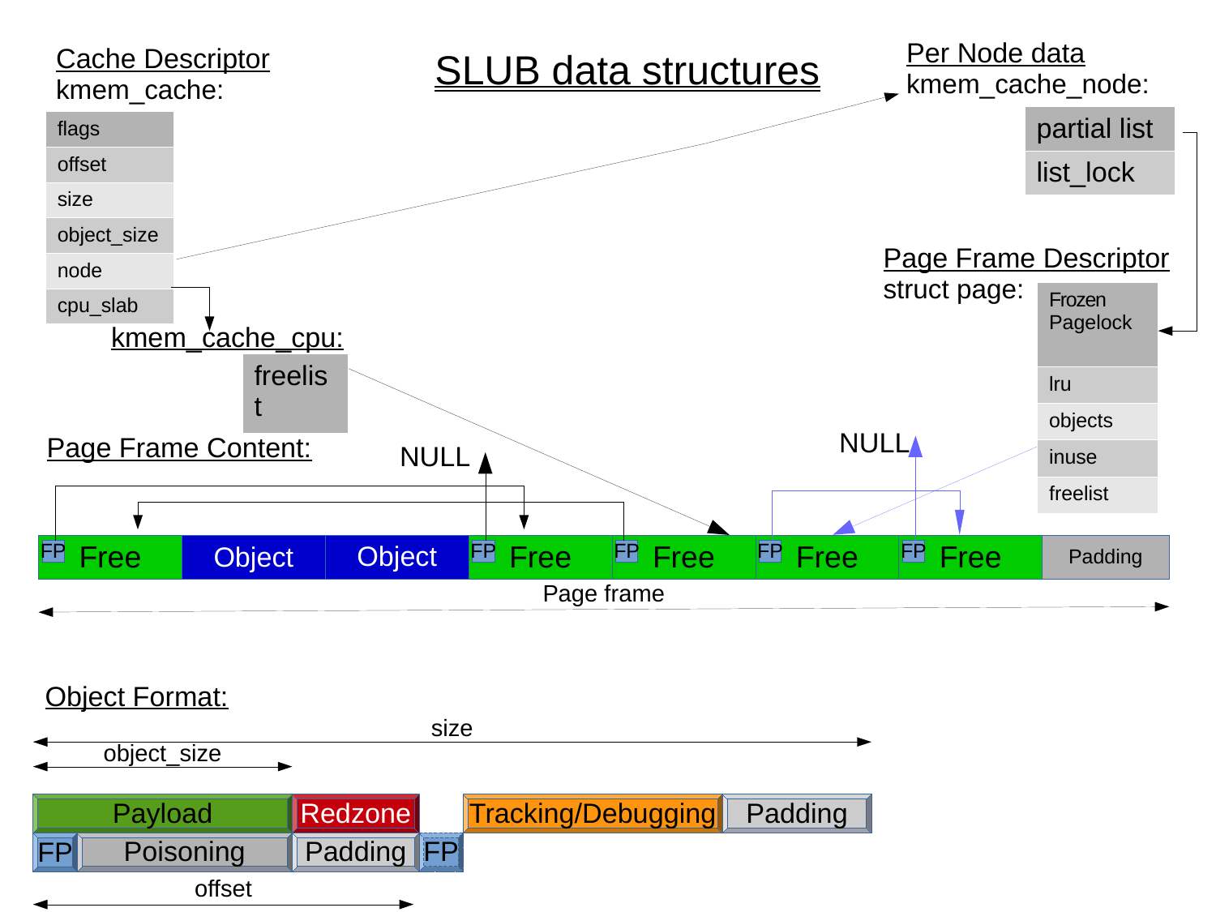# SLUB data structures

**Cache Descriptor**
kmem_cache:

- flags
- offset
- size
- object_size
- node
- cpu_slab

**kmem_cache_cpu:**

- freelist

**Per Node data**
kmem_cache_node:

- partial list
- list_lock

**Page Frame Descriptor**
struct page:

- Frozen Pagelock
- lru
- objects
- inuse
- freelist

**Page Frame Content:**

| FP Free | Object | Object | FP Free | FP Free | FP Free | FP Free | Padding |
|---|---|---|---|---|---|---|---|

NULL  NULL

Page frame

**Object Format:**

size

object_size

| Payload | Redzone | | Tracking/Debugging | Padding |
|---|---|---|---|---|
| FP Poisoning | Padding | FP | | |

offset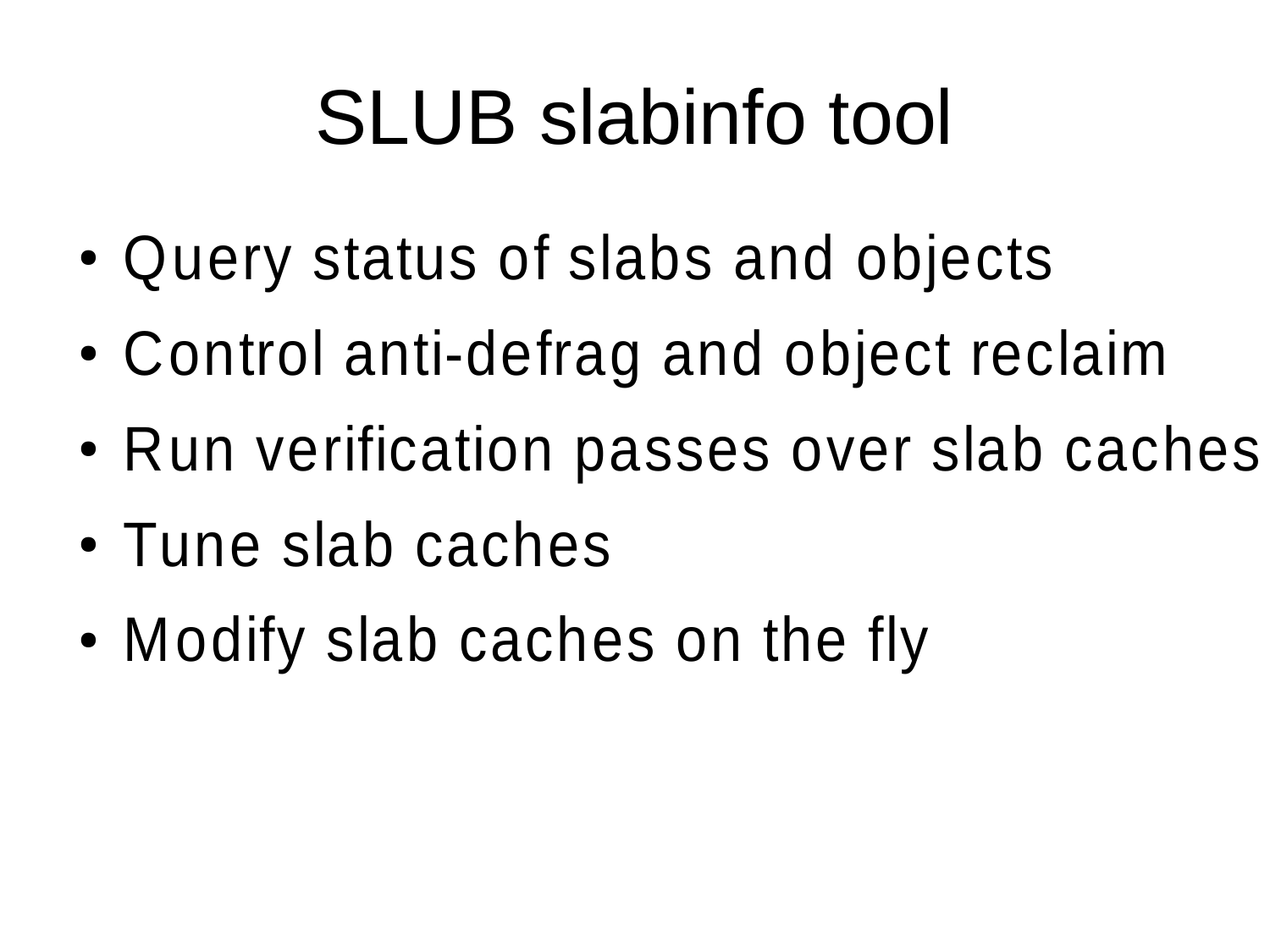# SLUB slabinfo tool

- Query status of slabs and objects
- Control anti-defrag and object reclaim
- Run verification passes over slab caches
- Tune slab caches
- Modify slab caches on the fly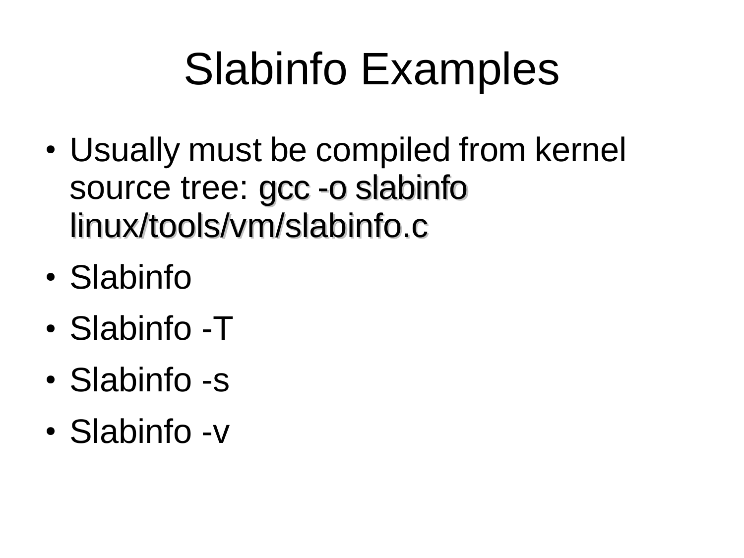# Slabinfo Examples

- Usually must be compiled from kernel source tree: gcc -o slabinfo linux/tools/vm/slabinfo.c
- Slabinfo
- Slabinfo -T
- Slabinfo -s
- Slabinfo -v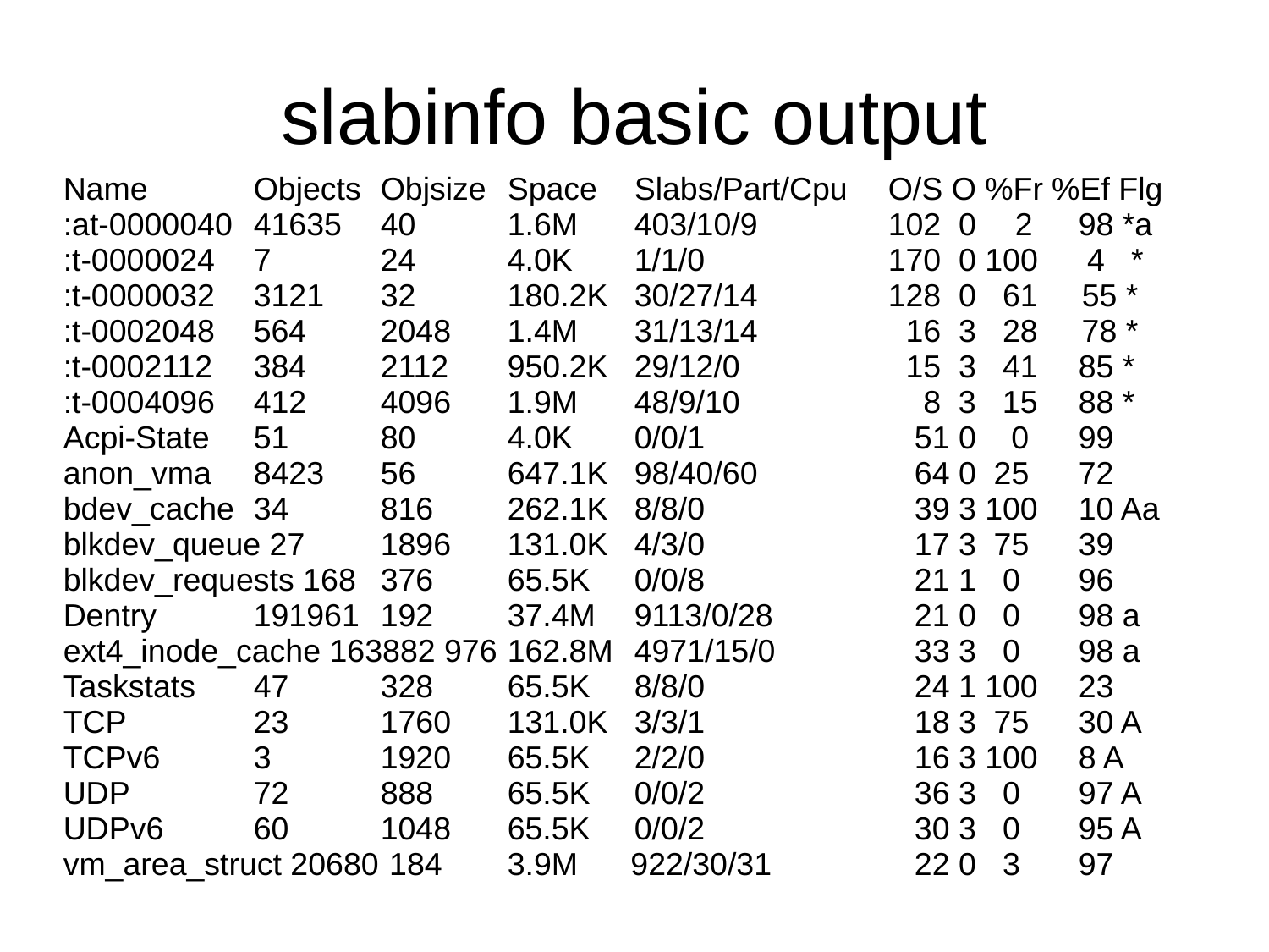# slabinfo basic output

| Name | Objects | Objsize | Space | Slabs/Part/Cpu | O/S | O | %Fr | %Ef | Flg |
|---|---|---|---|---|---|---|---|---|---|
| :at-0000040 | 41635 | 40 | 1.6M | 403/10/9 | 102 | 0 | 2 | 98 | *a |
| :t-0000024 | 7 | 24 | 4.0K | 1/1/0 | 170 | 0 | 100 | 4 | * |
| :t-0000032 | 3121 | 32 | 180.2K | 30/27/14 | 128 | 0 | 61 | 55 | * |
| :t-0002048 | 564 | 2048 | 1.4M | 31/13/14 | 16 | 3 | 28 | 78 | * |
| :t-0002112 | 384 | 2112 | 950.2K | 29/12/0 | 15 | 3 | 41 | 85 | * |
| :t-0004096 | 412 | 4096 | 1.9M | 48/9/10 | 8 | 3 | 15 | 88 | * |
| Acpi-State | 51 | 80 | 4.0K | 0/0/1 | 51 | 0 | 0 | 99 | |
| anon_vma | 8423 | 56 | 647.1K | 98/40/60 | 64 | 0 | 25 | 72 | |
| bdev_cache | 34 | 816 | 262.1K | 8/8/0 | 39 | 3 | 100 | 10 | Aa |
| blkdev_queue | 27 | 1896 | 131.0K | 4/3/0 | 17 | 3 | 75 | 39 | |
| blkdev_requests | 168 | 376 | 65.5K | 0/0/8 | 21 | 1 | 0 | 96 | |
| Dentry | 191961 | 192 | 37.4M | 9113/0/28 | 21 | 0 | 0 | 98 | a |
| ext4_inode_cache | 163882 | 976 | 162.8M | 4971/15/0 | 33 | 3 | 0 | 98 | a |
| Taskstats | 47 | 328 | 65.5K | 8/8/0 | 24 | 1 | 100 | 23 | |
| TCP | 23 | 1760 | 131.0K | 3/3/1 | 18 | 3 | 75 | 30 | A |
| TCPv6 | 3 | 1920 | 65.5K | 2/2/0 | 16 | 3 | 100 | 8 | A |
| UDP | 72 | 888 | 65.5K | 0/0/2 | 36 | 3 | 0 | 97 | A |
| UDPv6 | 60 | 1048 | 65.5K | 0/0/2 | 30 | 3 | 0 | 95 | A |
| vm_area_struct | 20680 | 184 | 3.9M | 922/30/31 | 22 | 0 | 3 | 97 | |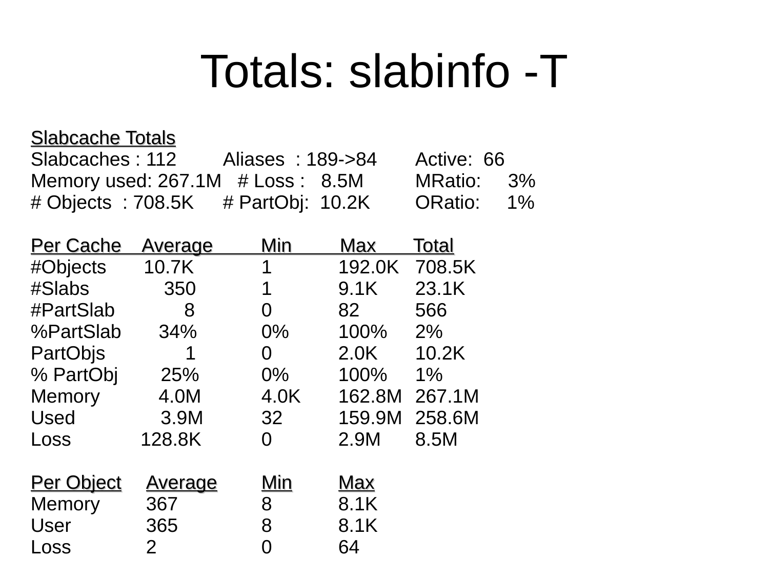# Totals: slabinfo -T

**Slabcache Totals**

| Slabcaches : 112 | Aliases : 189->84 | Active: 66 |
|---|---|---|
| Memory used: 267.1M | # Loss : 8.5M | MRatio: 3% |
| # Objects : 708.5K | # PartObj: 10.2K | ORatio: 1% |

| Per Cache | Average | Min | Max | Total |
|---|---|---|---|---|
| #Objects | 10.7K | 1 | 192.0K | 708.5K |
| #Slabs | 350 | 1 | 9.1K | 23.1K |
| #PartSlab | 8 | 0 | 82 | 566 |
| %PartSlab | 34% | 0% | 100% | 2% |
| PartObjs | 1 | 0 | 2.0K | 10.2K |
| % PartObj | 25% | 0% | 100% | 1% |
| Memory | 4.0M | 4.0K | 162.8M | 267.1M |
| Used | 3.9M | 32 | 159.9M | 258.6M |
| Loss | 128.8K | 0 | 2.9M | 8.5M |

| Per Object | Average | Min | Max |
|---|---|---|---|
| Memory | 367 | 8 | 8.1K |
| User | 365 | 8 | 8.1K |
| Loss | 2 | 0 | 64 |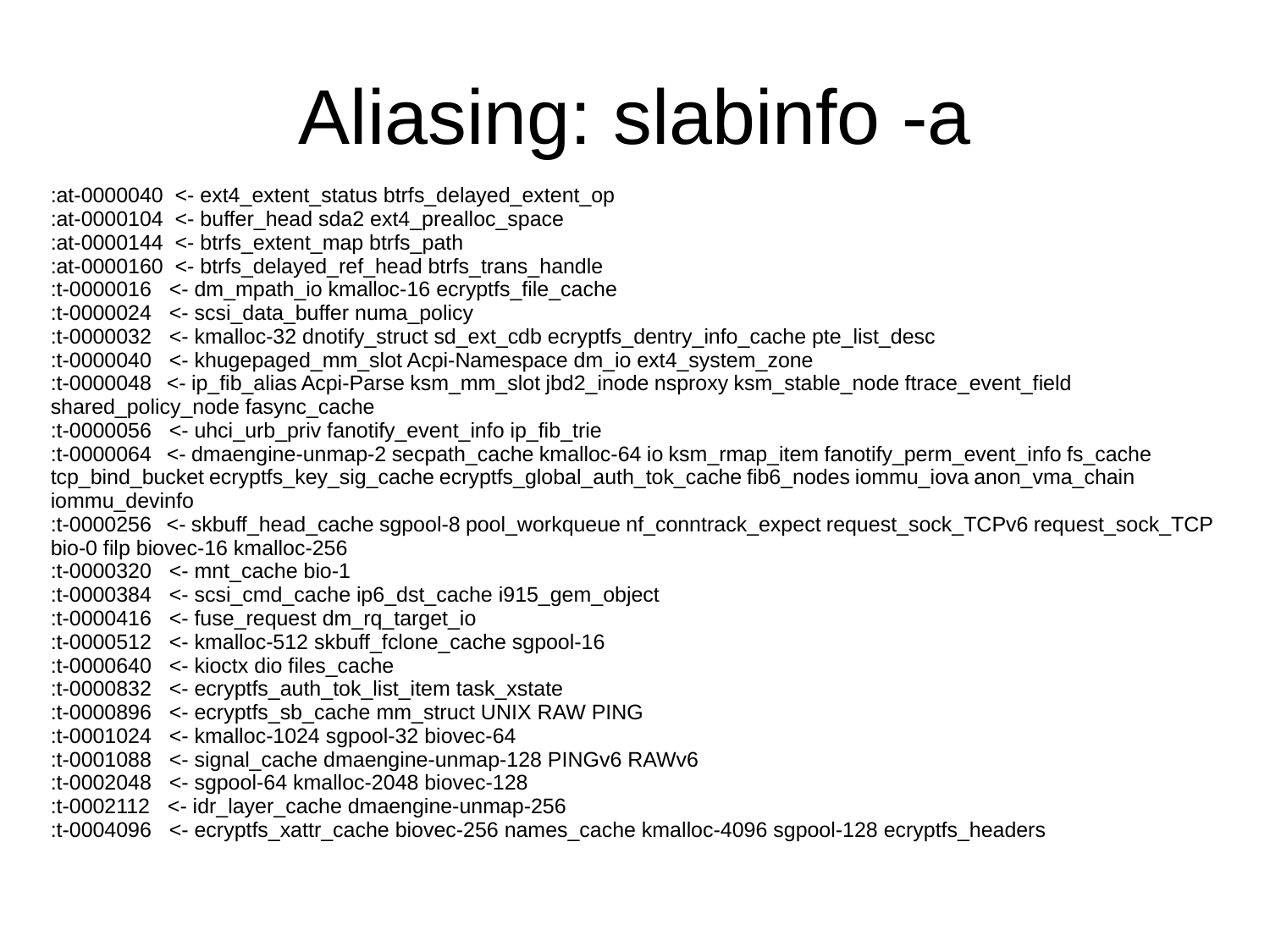# Aliasing: slabinfo -a

```
:at-0000040  <- ext4_extent_status btrfs_delayed_extent_op
:at-0000104  <- buffer_head sda2 ext4_prealloc_space
:at-0000144  <- btrfs_extent_map btrfs_path
:at-0000160  <- btrfs_delayed_ref_head btrfs_trans_handle
:t-0000016   <- dm_mpath_io kmalloc-16 ecryptfs_file_cache
:t-0000024   <- scsi_data_buffer numa_policy
:t-0000032   <- kmalloc-32 dnotify_struct sd_ext_cdb ecryptfs_dentry_info_cache pte_list_desc
:t-0000040   <- khugepaged_mm_slot Acpi-Namespace dm_io ext4_system_zone
:t-0000048   <- ip_fib_alias Acpi-Parse ksm_mm_slot jbd2_inode nsproxy ksm_stable_node ftrace_event_field
shared_policy_node fasync_cache
:t-0000056   <- uhci_urb_priv fanotify_event_info ip_fib_trie
:t-0000064   <- dmaengine-unmap-2 secpath_cache kmalloc-64 io ksm_rmap_item fanotify_perm_event_info fs_cache
tcp_bind_bucket ecryptfs_key_sig_cache ecryptfs_global_auth_tok_cache fib6_nodes iommu_iova anon_vma_chain
iommu_devinfo
:t-0000256   <- skbuff_head_cache sgpool-8 pool_workqueue nf_conntrack_expect request_sock_TCPv6 request_sock_TCP
bio-0 filp biovec-16 kmalloc-256
:t-0000320   <- mnt_cache bio-1
:t-0000384   <- scsi_cmd_cache ip6_dst_cache i915_gem_object
:t-0000416   <- fuse_request dm_rq_target_io
:t-0000512   <- kmalloc-512 skbuff_fclone_cache sgpool-16
:t-0000640   <- kioctx dio files_cache
:t-0000832   <- ecryptfs_auth_tok_list_item task_xstate
:t-0000896   <- ecryptfs_sb_cache mm_struct UNIX RAW PING
:t-0001024   <- kmalloc-1024 sgpool-32 biovec-64
:t-0001088   <- signal_cache dmaengine-unmap-128 PINGv6 RAWv6
:t-0002048   <- sgpool-64 kmalloc-2048 biovec-128
:t-0002112   <- idr_layer_cache dmaengine-unmap-256
:t-0004096   <- ecryptfs_xattr_cache biovec-256 names_cache kmalloc-4096 sgpool-128 ecryptfs_headers
```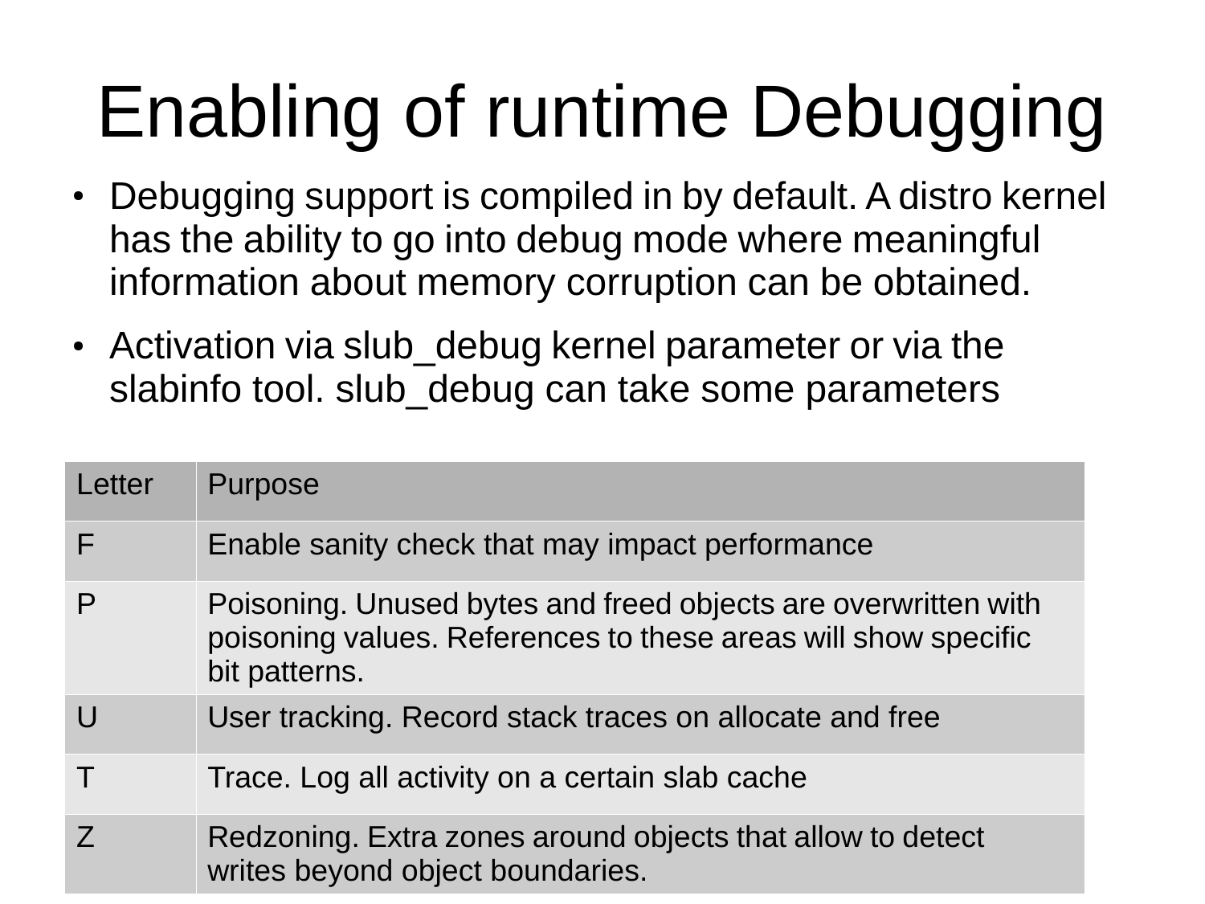# Enabling of runtime Debugging

- Debugging support is compiled in by default. A distro kernel has the ability to go into debug mode where meaningful information about memory corruption can be obtained.
- Activation via slub_debug kernel parameter or via the slabinfo tool. slub_debug can take some parameters

| Letter | Purpose |
|---|---|
| F | Enable sanity check that may impact performance |
| P | Poisoning. Unused bytes and freed objects are overwritten with poisoning values. References to these areas will show specific bit patterns. |
| U | User tracking. Record stack traces on allocate and free |
| T | Trace. Log all activity on a certain slab cache |
| Z | Redzoning. Extra zones around objects that allow to detect writes beyond object boundaries. |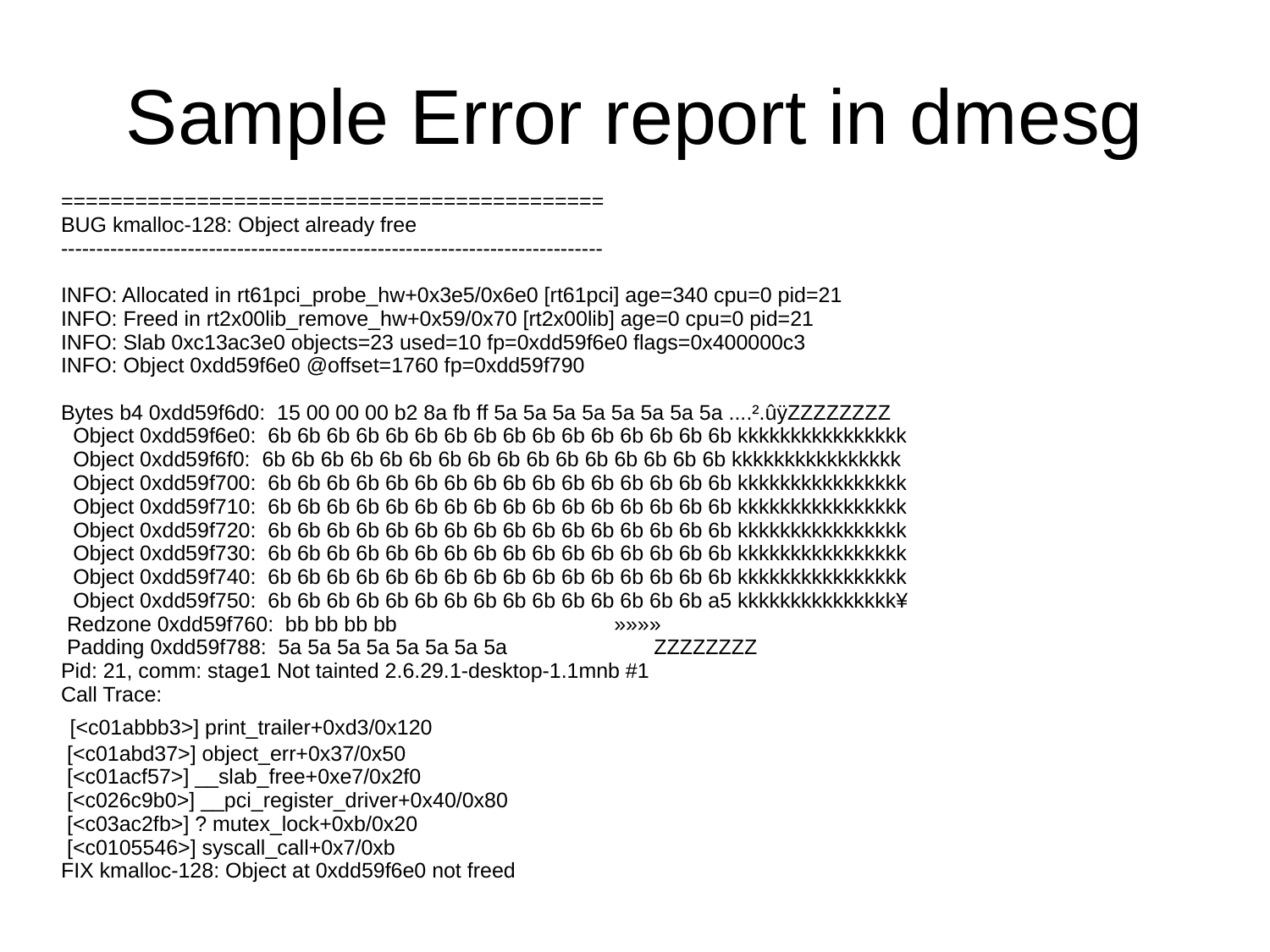# Sample Error report in dmesg

```
=============================================
BUG kmalloc-128: Object already free
-----------------------------------------------------------------------------

INFO: Allocated in rt61pci_probe_hw+0x3e5/0x6e0 [rt61pci] age=340 cpu=0 pid=21
INFO: Freed in rt2x00lib_remove_hw+0x59/0x70 [rt2x00lib] age=0 cpu=0 pid=21
INFO: Slab 0xc13ac3e0 objects=23 used=10 fp=0xdd59f6e0 flags=0x400000c3
INFO: Object 0xdd59f6e0 @offset=1760 fp=0xdd59f790

Bytes b4 0xdd59f6d0:  15 00 00 00 b2 8a fb ff 5a 5a 5a 5a 5a 5a 5a 5a ....².ûÿZZZZZZZZ
  Object 0xdd59f6e0:  6b 6b 6b 6b 6b 6b 6b 6b 6b 6b 6b 6b 6b 6b 6b 6b kkkkkkkkkkkkkkkk
  Object 0xdd59f6f0:  6b 6b 6b 6b 6b 6b 6b 6b 6b 6b 6b 6b 6b 6b 6b 6b kkkkkkkkkkkkkkkk
  Object 0xdd59f700:  6b 6b 6b 6b 6b 6b 6b 6b 6b 6b 6b 6b 6b 6b 6b 6b kkkkkkkkkkkkkkkk
  Object 0xdd59f710:  6b 6b 6b 6b 6b 6b 6b 6b 6b 6b 6b 6b 6b 6b 6b 6b kkkkkkkkkkkkkkkk
  Object 0xdd59f720:  6b 6b 6b 6b 6b 6b 6b 6b 6b 6b 6b 6b 6b 6b 6b 6b kkkkkkkkkkkkkkkk
  Object 0xdd59f730:  6b 6b 6b 6b 6b 6b 6b 6b 6b 6b 6b 6b 6b 6b 6b 6b kkkkkkkkkkkkkkkk
  Object 0xdd59f740:  6b 6b 6b 6b 6b 6b 6b 6b 6b 6b 6b 6b 6b 6b 6b 6b kkkkkkkkkkkkkkkk
  Object 0xdd59f750:  6b 6b 6b 6b 6b 6b 6b 6b 6b 6b 6b 6b 6b 6b 6b a5 kkkkkkkkkkkkkkk¥
 Redzone 0xdd59f760:  bb bb bb bb                                     »»»»
 Padding 0xdd59f788:  5a 5a 5a 5a 5a 5a 5a 5a                         ZZZZZZZZ
Pid: 21, comm: stage1 Not tainted 2.6.29.1-desktop-1.1mnb #1
Call Trace:
 [<c01abbb3>] print_trailer+0xd3/0x120
 [<c01abd37>] object_err+0x37/0x50
 [<c01acf57>] __slab_free+0xe7/0x2f0
 [<c026c9b0>] __pci_register_driver+0x40/0x80
 [<c03ac2fb>] ? mutex_lock+0xb/0x20
 [<c0105546>] syscall_call+0x7/0xb
FIX kmalloc-128: Object at 0xdd59f6e0 not freed
```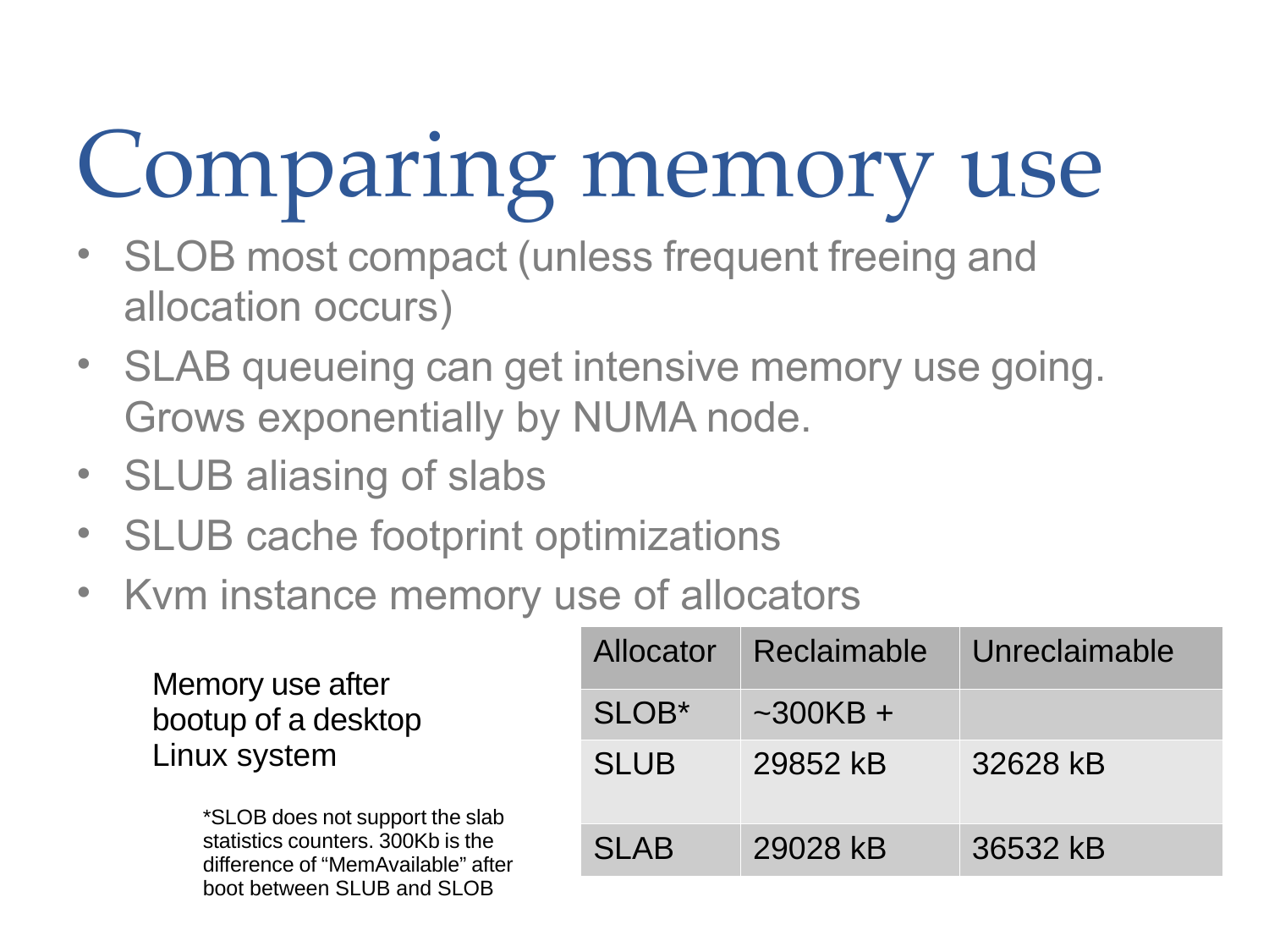# Comparing memory use

- SLOB most compact (unless frequent freeing and allocation occurs)
- SLAB queueing can get intensive memory use going. Grows exponentially by NUMA node.
- SLUB aliasing of slabs
- SLUB cache footprint optimizations
- Kvm instance memory use of allocators

Memory use after bootup of a desktop Linux system

| Allocator | Reclaimable | Unreclaimable |
| --- | --- | --- |
| SLOB* | ~300KB + | |
| SLUB | 29852 kB | 32628 kB |
| SLAB | 29028 kB | 36532 kB |

*SLOB does not support the slab statistics counters. 300Kb is the difference of “MemAvailable” after boot between SLUB and SLOB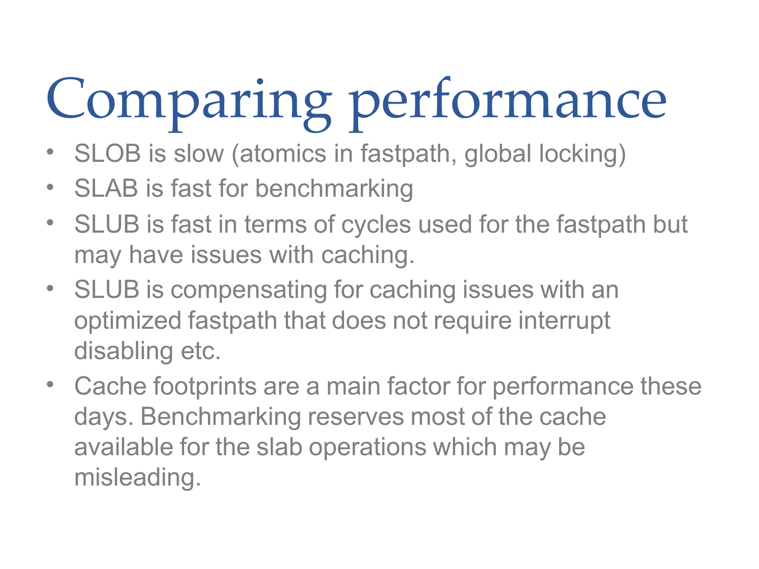# Comparing performance

- SLOB is slow (atomics in fastpath, global locking)
- SLAB is fast for benchmarking
- SLUB is fast in terms of cycles used for the fastpath but may have issues with caching.
- SLUB is compensating for caching issues with an optimized fastpath that does not require interrupt disabling etc.
- Cache footprints are a main factor for performance these days. Benchmarking reserves most of the cache available for the slab operations which may be misleading.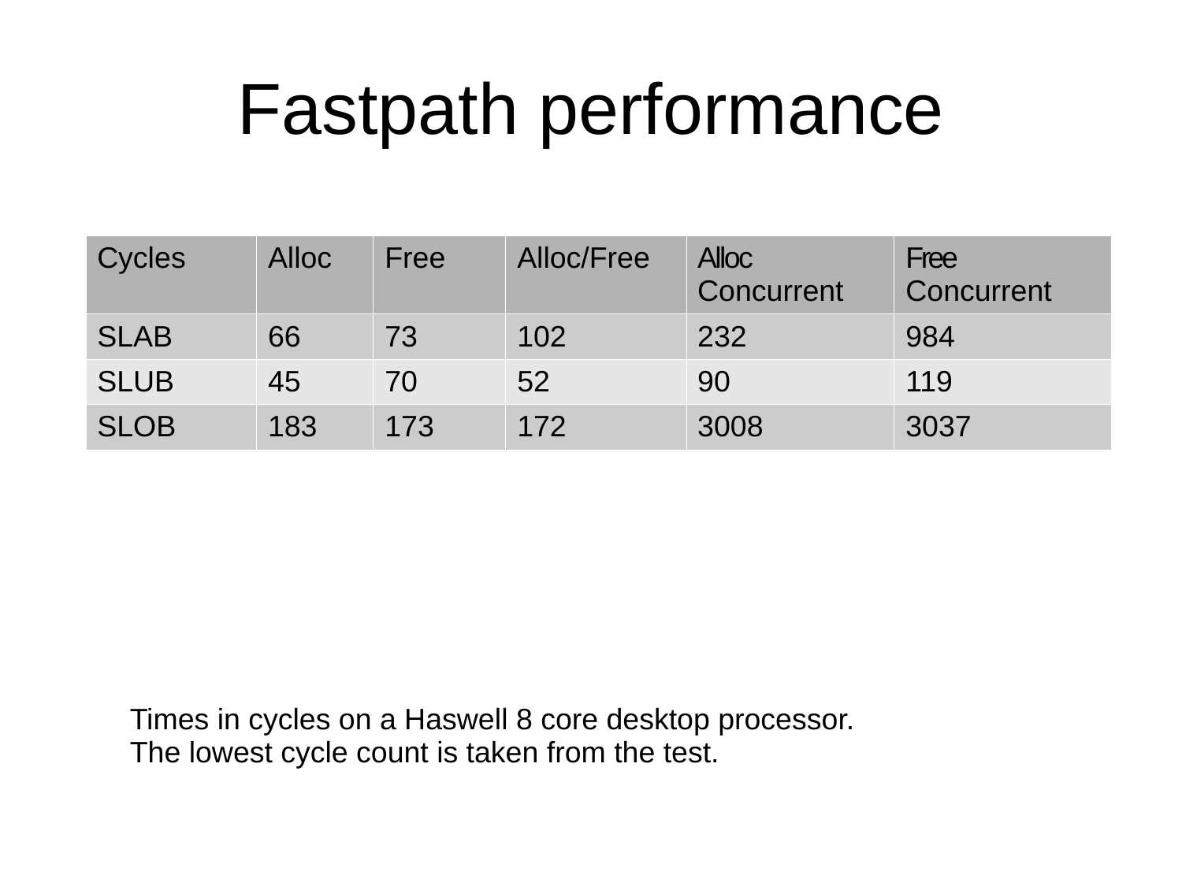# Fastpath performance

| Cycles | Alloc | Free | Alloc/Free | Alloc Concurrent | Free Concurrent |
|---|---|---|---|---|---|
| SLAB | 66 | 73 | 102 | 232 | 984 |
| SLUB | 45 | 70 | 52 | 90 | 119 |
| SLOB | 183 | 173 | 172 | 3008 | 3037 |

Times in cycles on a Haswell 8 core desktop processor.
The lowest cycle count is taken from the test.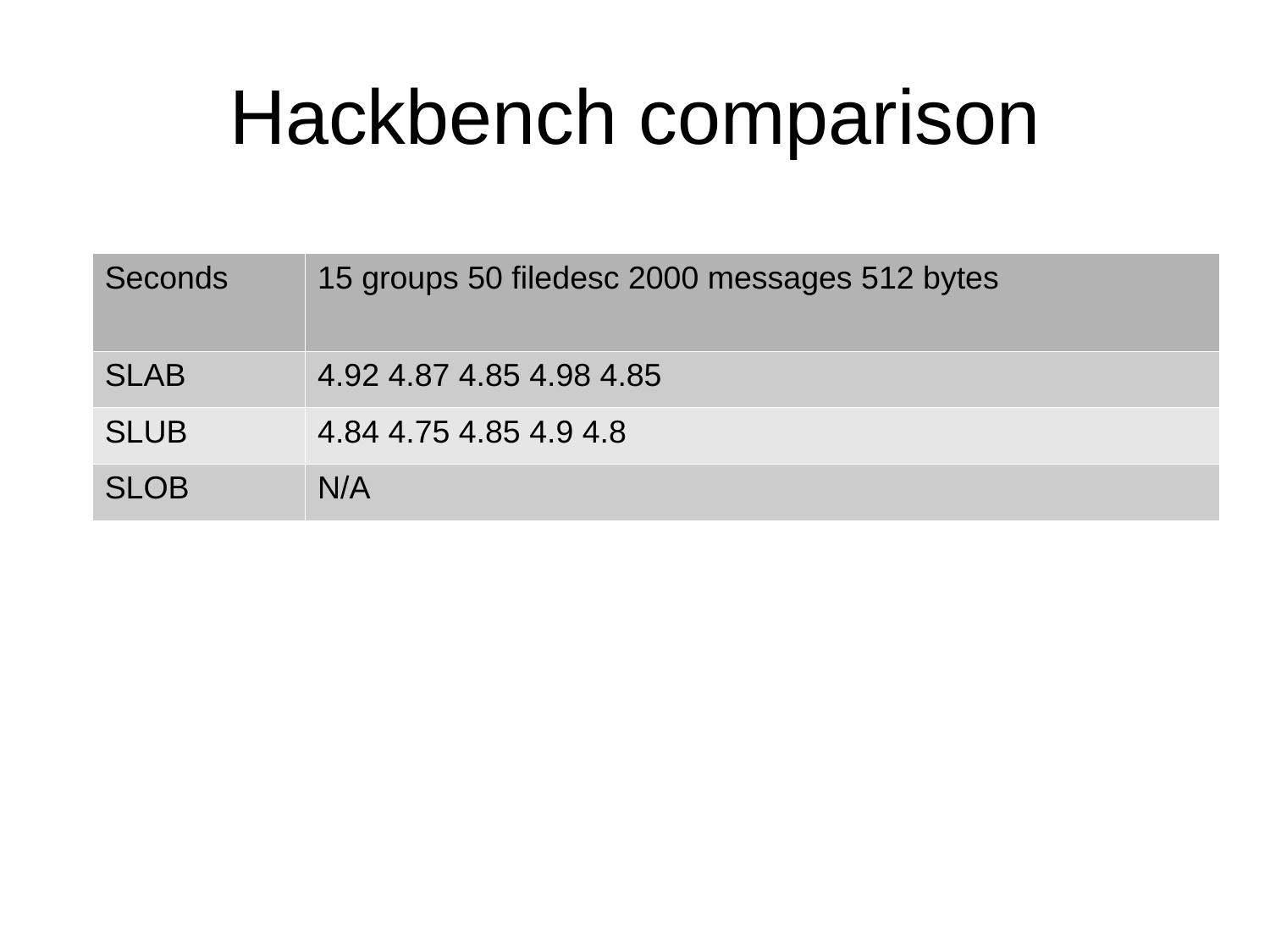# Hackbench comparison

| Seconds | 15 groups 50 filedesc 2000 messages 512 bytes |
|---|---|
| SLAB | 4.92 4.87 4.85 4.98 4.85 |
| SLUB | 4.84 4.75 4.85 4.9 4.8 |
| SLOB | N/A |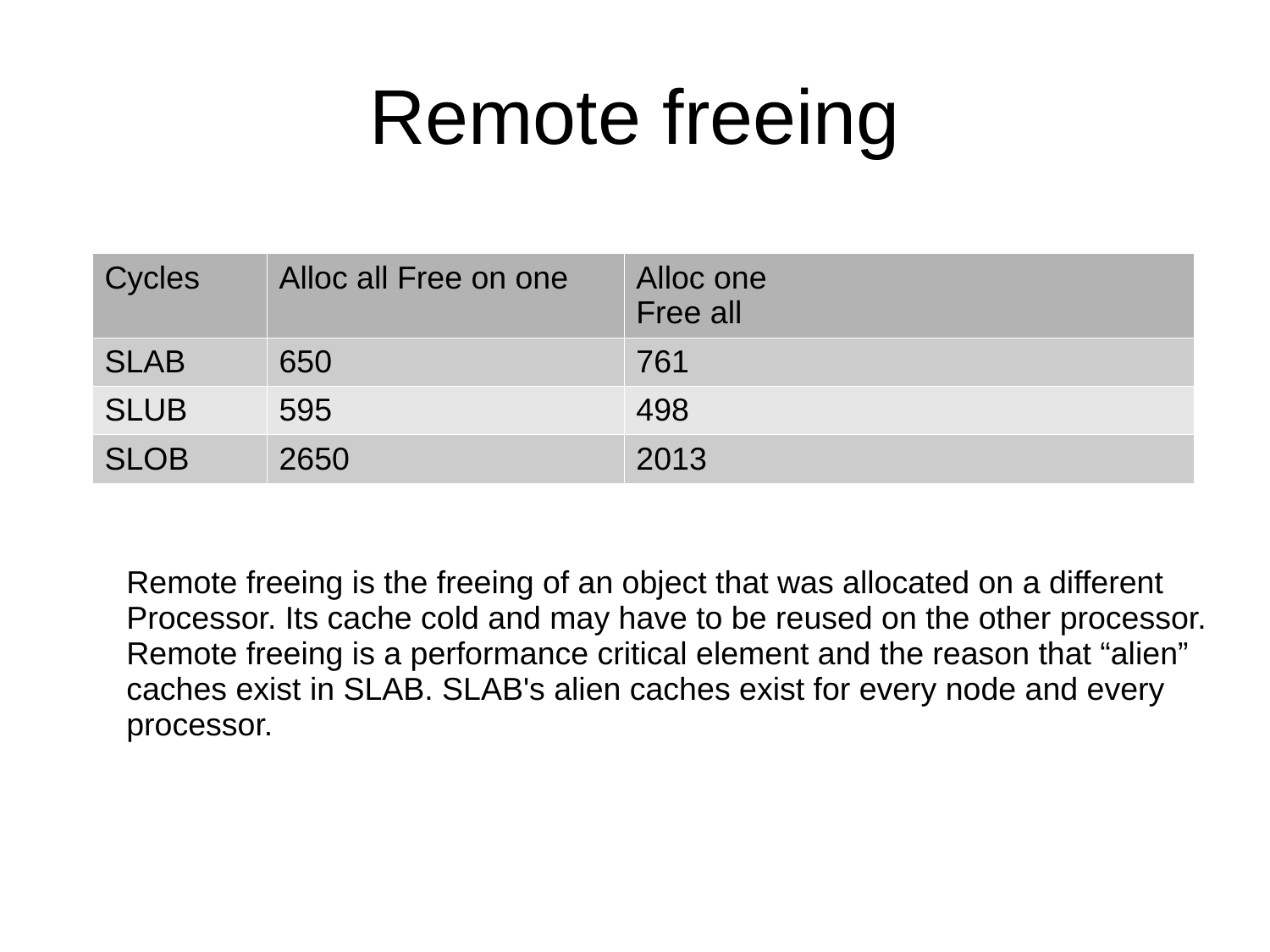# Remote freeing

| Cycles | Alloc all Free on one | Alloc one Free all |
|---|---|---|
| SLAB | 650 | 761 |
| SLUB | 595 | 498 |
| SLOB | 2650 | 2013 |

Remote freeing is the freeing of an object that was allocated on a different Processor. Its cache cold and may have to be reused on the other processor. Remote freeing is a performance critical element and the reason that “alien” caches exist in SLAB. SLAB's alien caches exist for every node and every processor.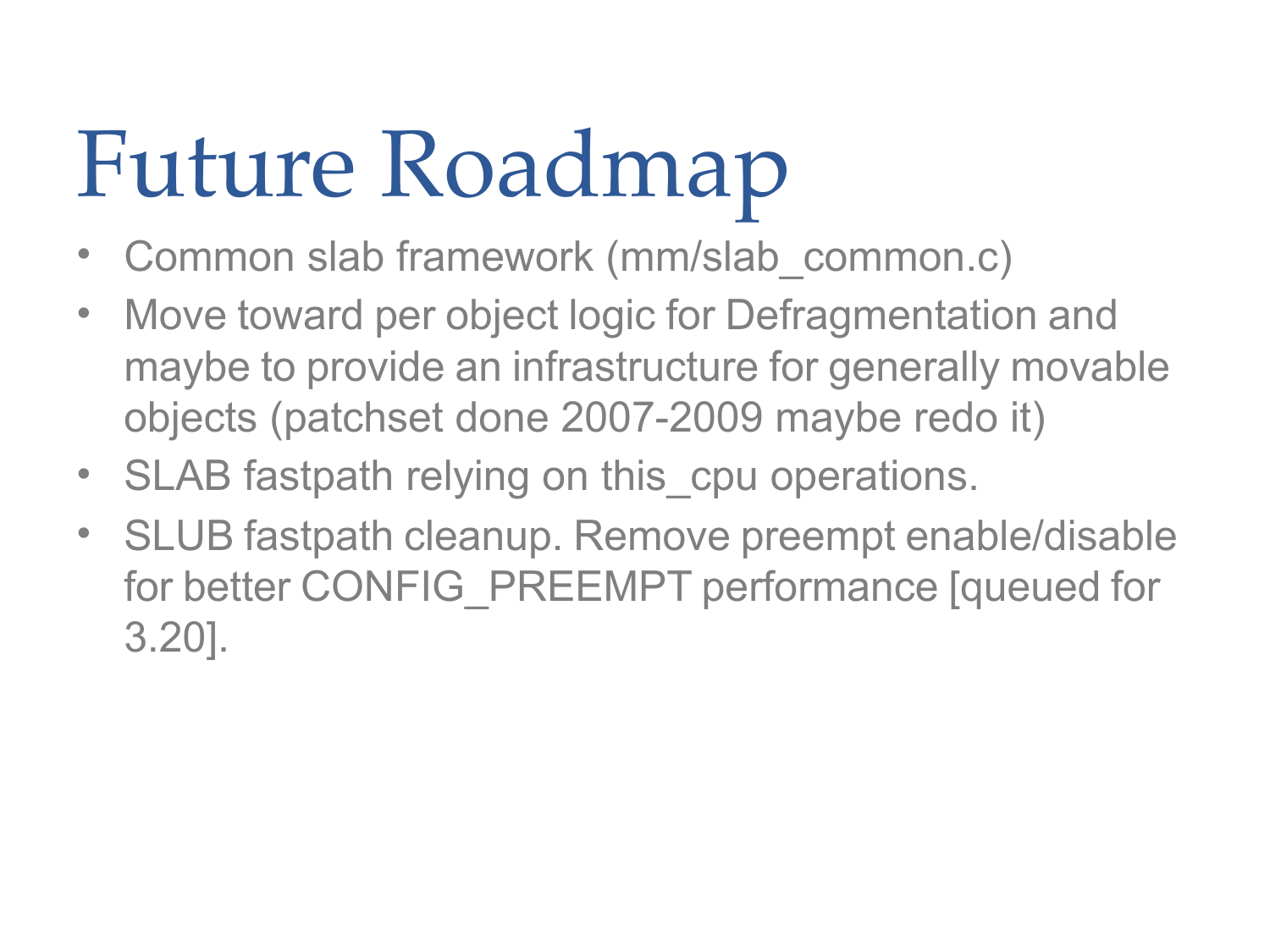# Future Roadmap

- Common slab framework (mm/slab_common.c)
- Move toward per object logic for Defragmentation and maybe to provide an infrastructure for generally movable objects (patchset done 2007-2009 maybe redo it)
- SLAB fastpath relying on this_cpu operations.
- SLUB fastpath cleanup. Remove preempt enable/disable for better CONFIG_PREEMPT performance [queued for 3.20].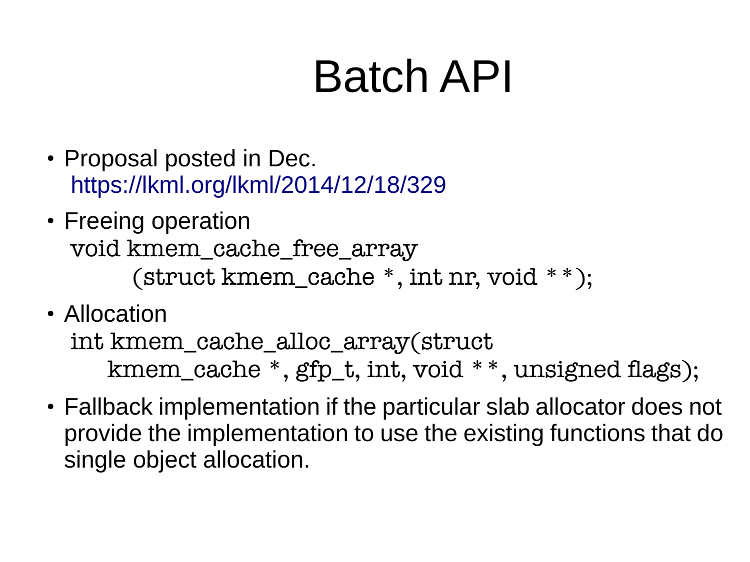# Batch API

- Proposal posted in Dec.
  https://lkml.org/lkml/2014/12/18/329
- Freeing operation

```
void kmem_cache_free_array
        (struct kmem_cache *, int nr, void **);
```

- Allocation

```
int kmem_cache_alloc_array(struct
     kmem_cache *, gfp_t, int, void **, unsigned flags);
```

- Fallback implementation if the particular slab allocator does not provide the implementation to use the existing functions that do single object allocation.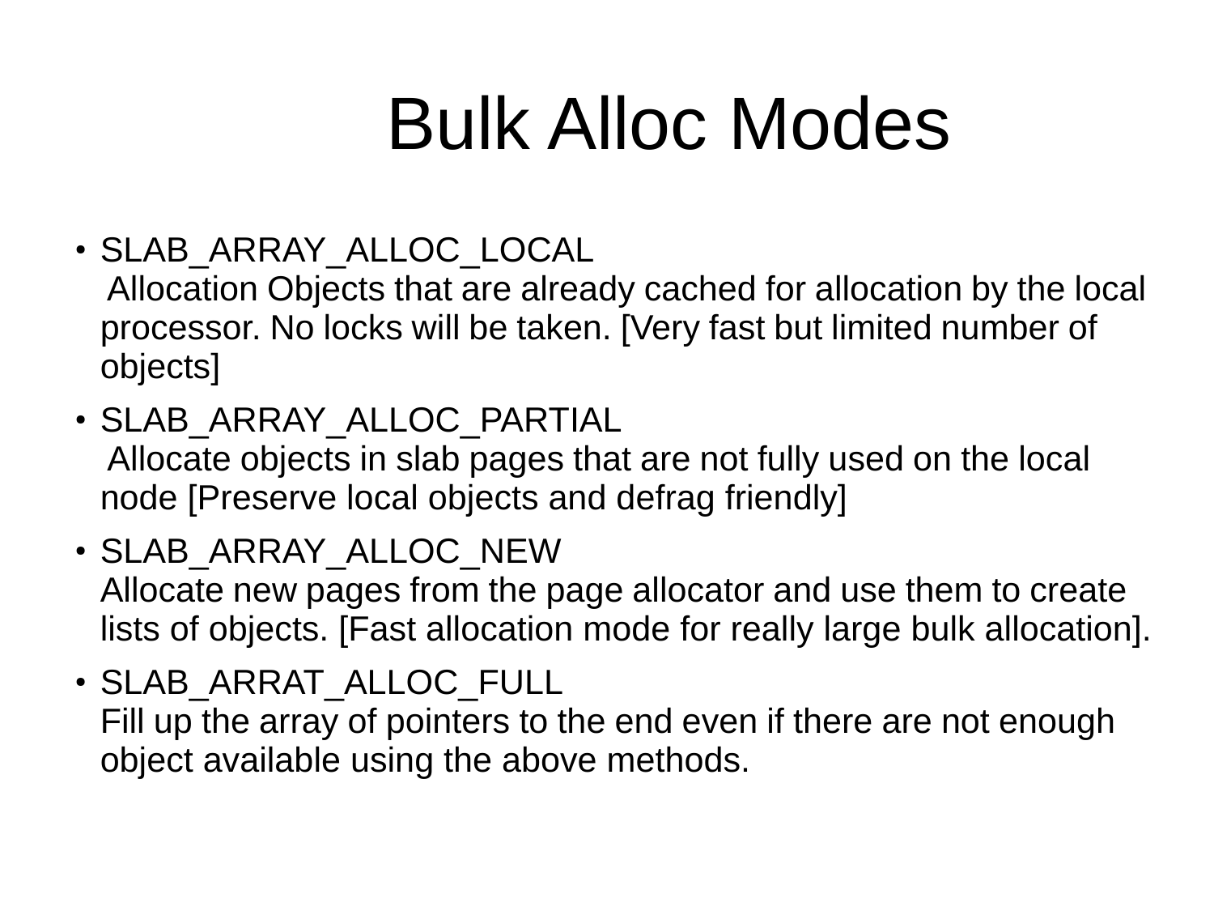# Bulk Alloc Modes

- SLAB_ARRAY_ALLOC_LOCAL
  Allocation Objects that are already cached for allocation by the local processor. No locks will be taken. [Very fast but limited number of objects]
- SLAB_ARRAY_ALLOC_PARTIAL
  Allocate objects in slab pages that are not fully used on the local node [Preserve local objects and defrag friendly]
- SLAB_ARRAY_ALLOC_NEW
  Allocate new pages from the page allocator and use them to create lists of objects. [Fast allocation mode for really large bulk allocation].
- SLAB_ARRAT_ALLOC_FULL
  Fill up the array of pointers to the end even if there are not enough object available using the above methods.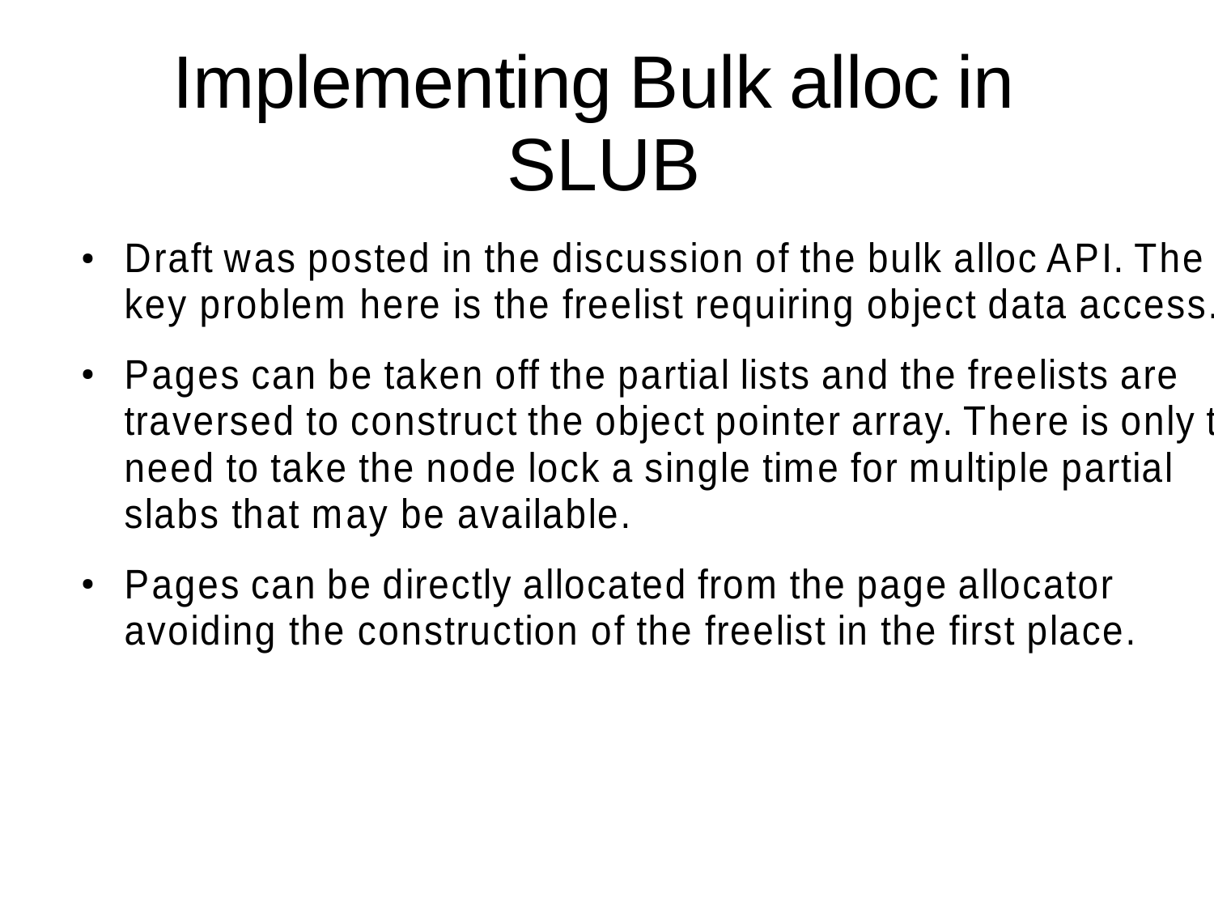# Implementing Bulk alloc in SLUB

- Draft was posted in the discussion of the bulk alloc API. The key problem here is the freelist requiring object data access.
- Pages can be taken off the partial lists and the freelists are traversed to construct the object pointer array. There is only t need to take the node lock a single time for multiple partial slabs that may be available.
- Pages can be directly allocated from the page allocator avoiding the construction of the freelist in the first place.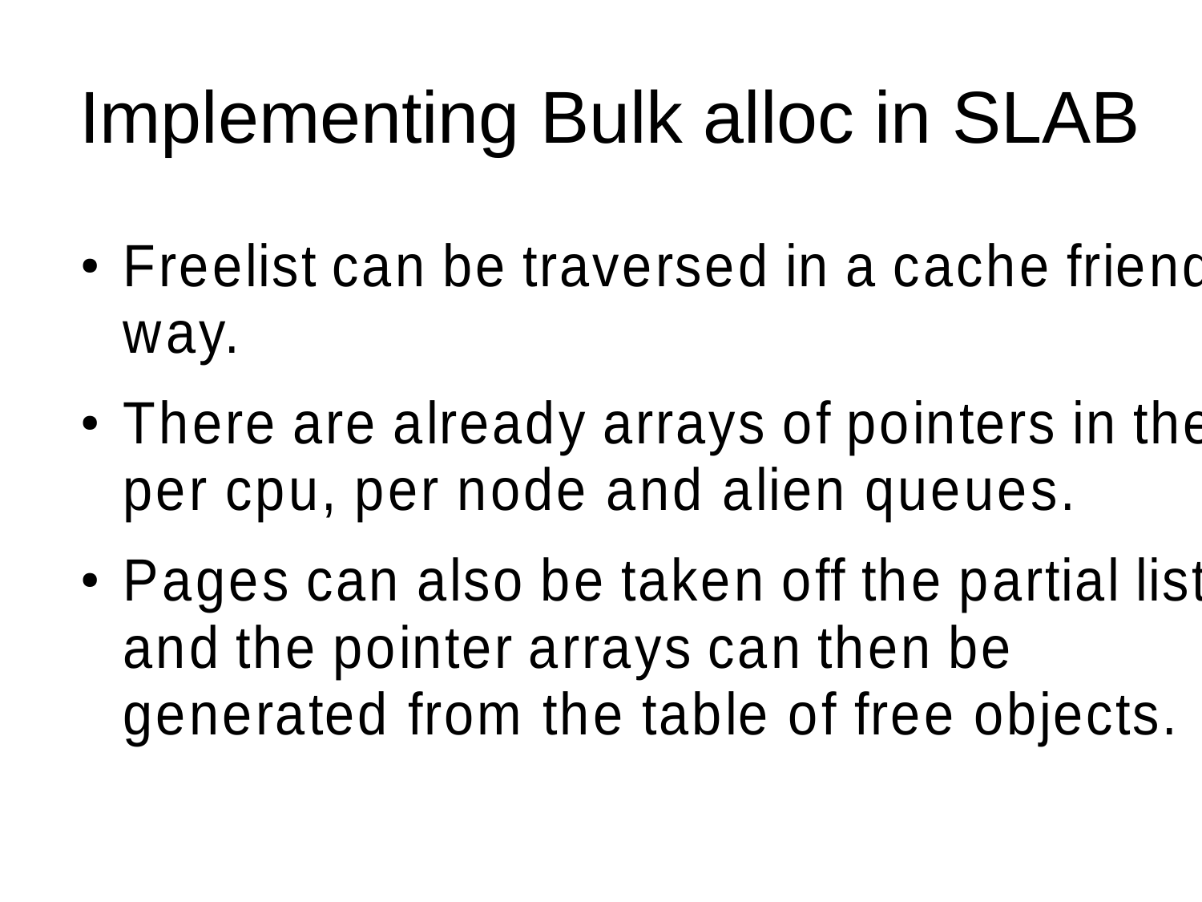# Implementing Bulk alloc in SLAB

- Freelist can be traversed in a cache friend way.
- There are already arrays of pointers in the per cpu, per node and alien queues.
- Pages can also be taken off the partial list and the pointer arrays can then be generated from the table of free objects.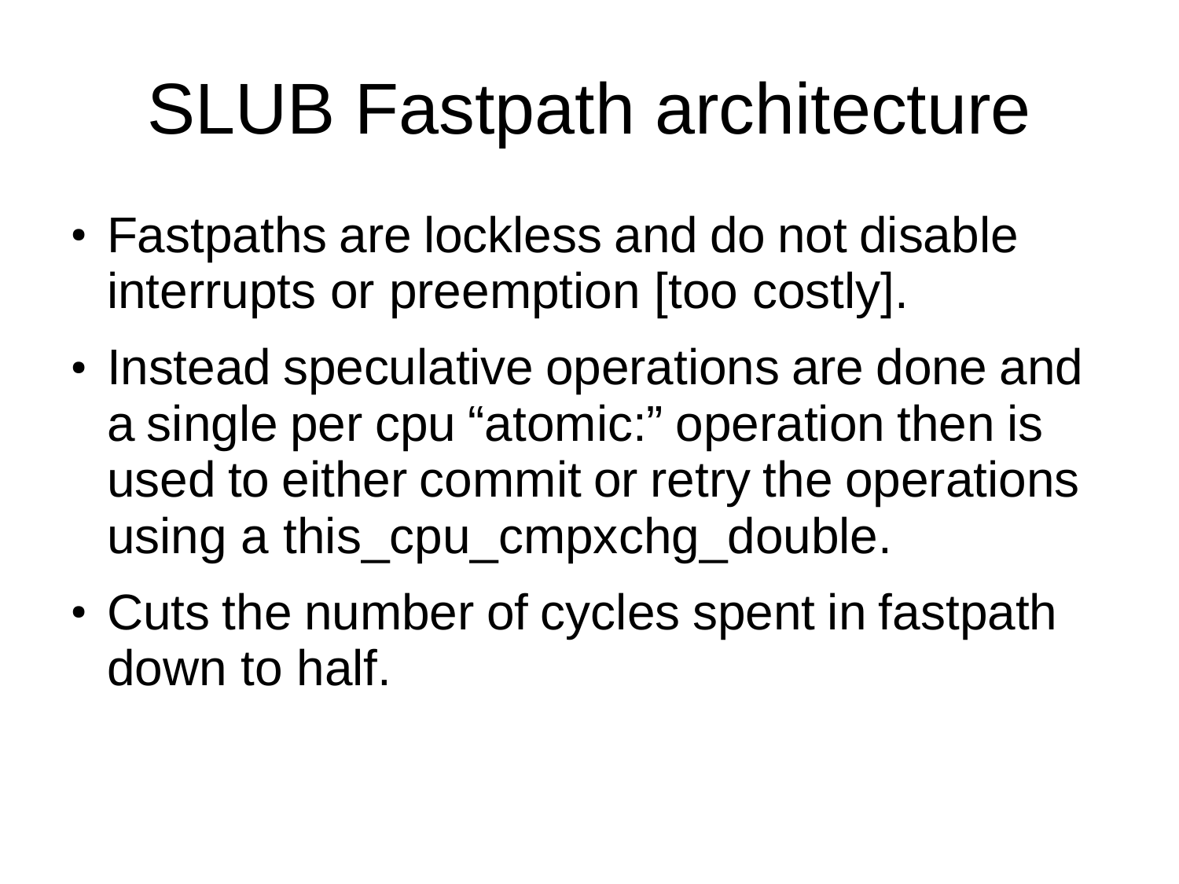# SLUB Fastpath architecture

- Fastpaths are lockless and do not disable interrupts or preemption [too costly].
- Instead speculative operations are done and a single per cpu “atomic:” operation then is used to either commit or retry the operations using a this_cpu_cmpxchg_double.
- Cuts the number of cycles spent in fastpath down to half.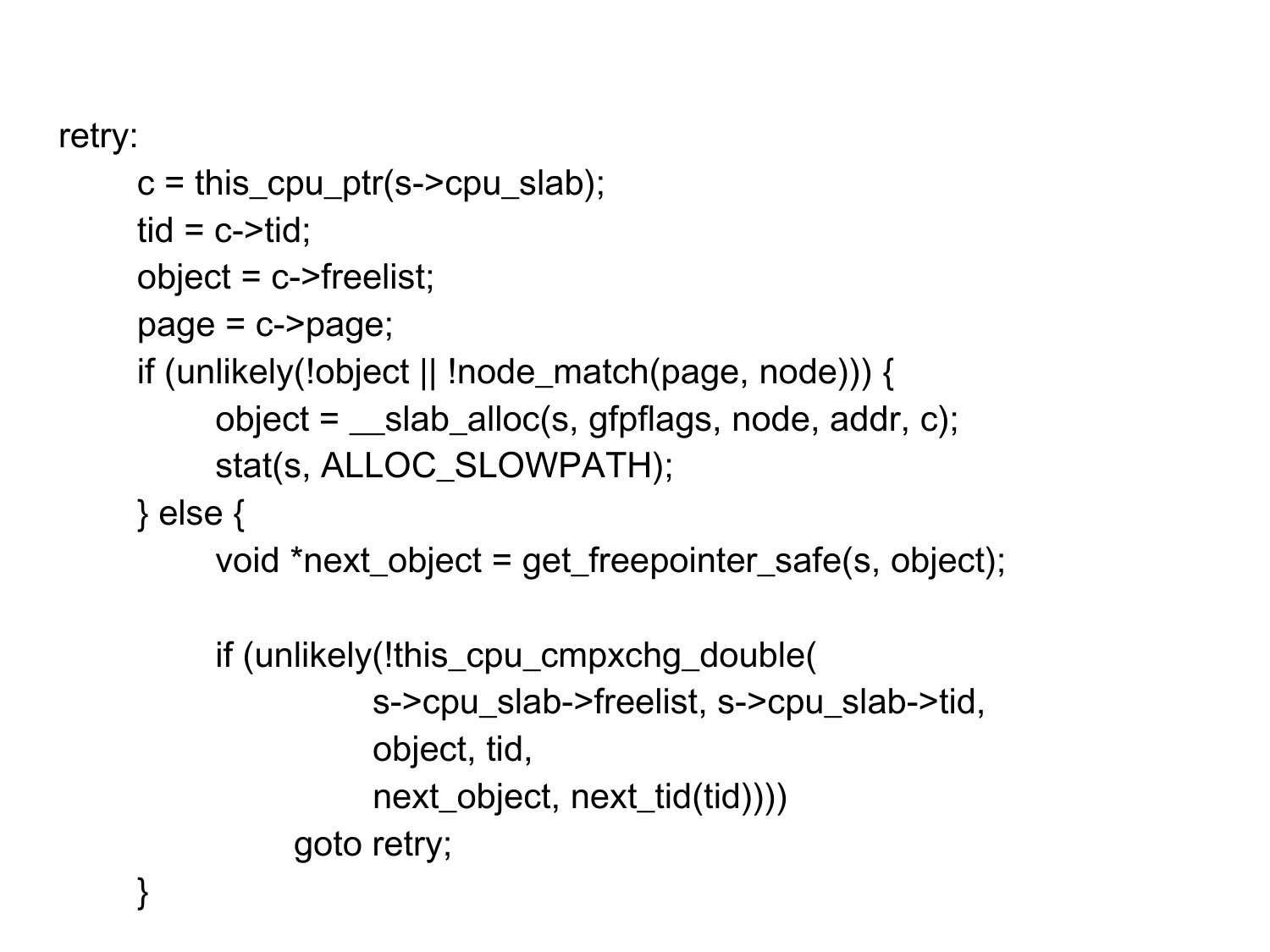```
retry:
        c = this_cpu_ptr(s->cpu_slab);
        tid = c->tid;
        object = c->freelist;
        page = c->page;
        if (unlikely(!object || !node_match(page, node))) {
                object = __slab_alloc(s, gfpflags, node, addr, c);
                stat(s, ALLOC_SLOWPATH);
        } else {
                void *next_object = get_freepointer_safe(s, object);

                if (unlikely(!this_cpu_cmpxchg_double(
                                s->cpu_slab->freelist, s->cpu_slab->tid,
                                object, tid,
                                next_object, next_tid(tid))))
                        goto retry;
        }
```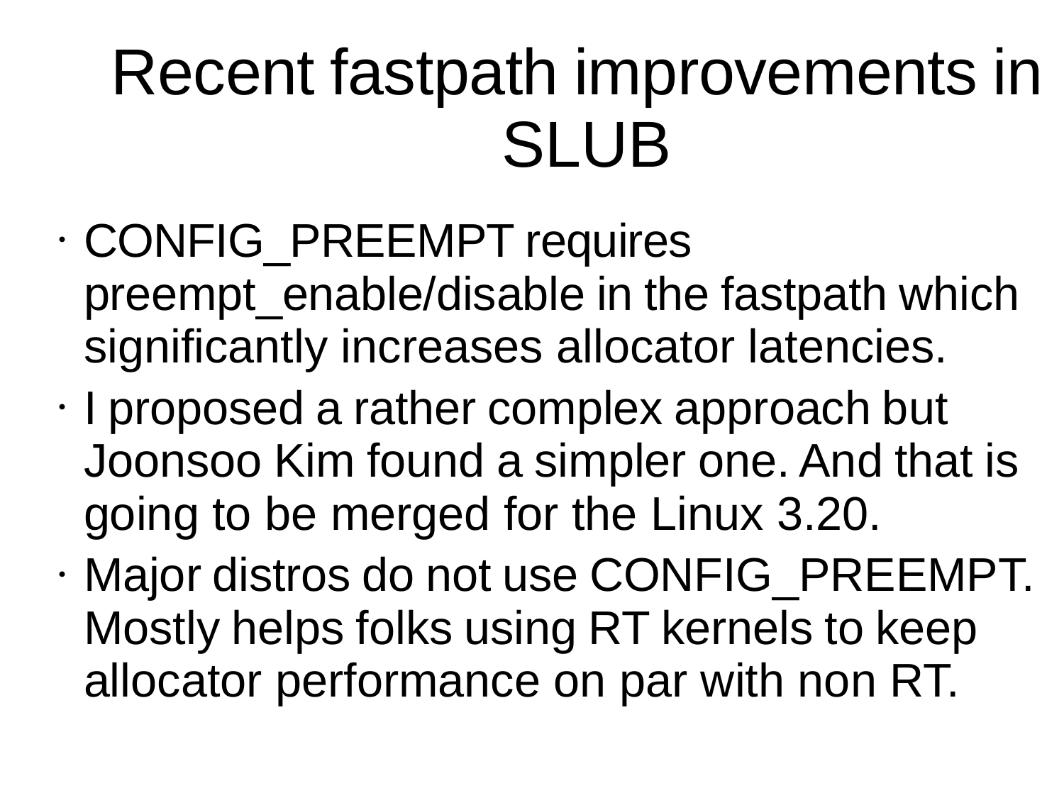# Recent fastpath improvements in SLUB

- CONFIG_PREEMPT requires preempt_enable/disable in the fastpath which significantly increases allocator latencies.
- I proposed a rather complex approach but Joonsoo Kim found a simpler one. And that is going to be merged for the Linux 3.20.
- Major distros do not use CONFIG_PREEMPT. Mostly helps folks using RT kernels to keep allocator performance on par with non RT.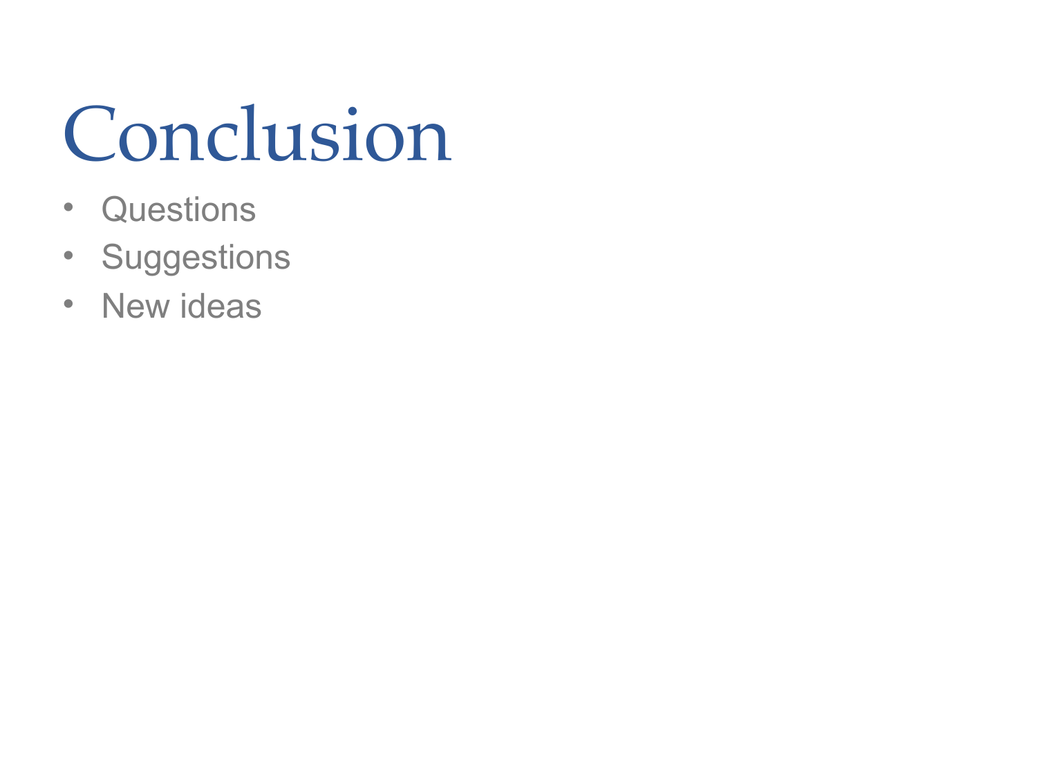# Conclusion

- Questions
- Suggestions
- New ideas